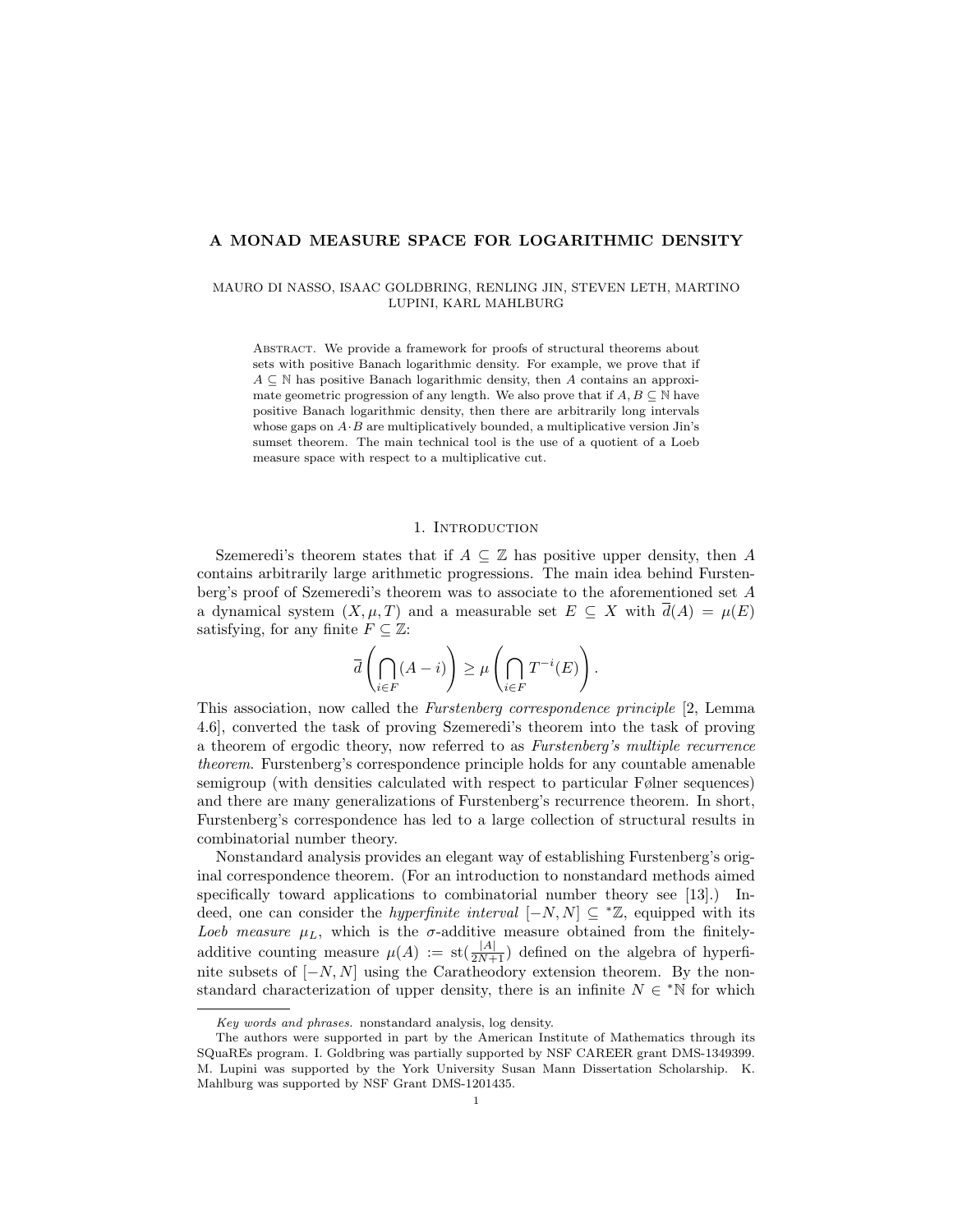# A MONAD MEASURE SPACE FOR LOGARITHMIC DENSITY

MAURO DI NASSO, ISAAC GOLDBRING, RENLING JIN, STEVEN LETH, MARTINO LUPINI, KARL MAHLBURG

Abstract. We provide a framework for proofs of structural theorems about sets with positive Banach logarithmic density. For example, we prove that if $A \subseteq \mathbb{N}$ has positive Banach logarithmic density, then $A$ contains an approximate geometric progression of any length. We also prove that if $A, B \subseteq \mathbb{N}$ have positive Banach logarithmic density, then there are arbitrarily long intervals whose gaps on $A \cdot B$ are multiplicatively bounded, a multiplicative version Jin's sumset theorem. The main technical tool is the use of a quotient of a Loeb measure space with respect to a multiplicative cut.

## 1. Introduction

Szemeredi's theorem states that if $A \subseteq \mathbb{Z}$ has positive upper density, then $A$ contains arbitrarily large arithmetic progressions. The main idea behind Furstenberg's proof of Szemeredi's theorem was to associate to the aforementioned set $A$ a dynamical system $(X, \mu, T)$ and a measurable set $E \subseteq X$ with $\overline{d}(A) = \mu(E)$ satisfying, for any finite $F \subseteq \mathbb{Z}$:

$$\overline{d}\left(\bigcap_{i \in F}(A - i)\right) \geq \mu\left(\bigcap_{i \in F} T^{-i}(E)\right).$$

This association, now called the *Furstenberg correspondence principle* [2, Lemma 4.6], converted the task of proving Szemeredi's theorem into the task of proving a theorem of ergodic theory, now referred to as *Furstenberg's multiple recurrence theorem*. Furstenberg's correspondence principle holds for any countable amenable semigroup (with densities calculated with respect to particular Følner sequences) and there are many generalizations of Furstenberg's recurrence theorem. In short, Furstenberg's correspondence has led to a large collection of structural results in combinatorial number theory.

Nonstandard analysis provides an elegant way of establishing Furstenberg's original correspondence theorem. (For an introduction to nonstandard methods aimed specifically toward applications to combinatorial number theory see [13].) Indeed, one can consider the *hyperfinite interval* $[-N, N] \subseteq {}^*\mathbb{Z}$, equipped with its *Loeb measure* $\mu_L$, which is the $\sigma$-additive measure obtained from the finitely-additive counting measure $\mu(A) := \mathrm{st}(\frac{|A|}{2N+1})$ defined on the algebra of hyperfinite subsets of $[-N, N]$ using the Caratheodory extension theorem. By the nonstandard characterization of upper density, there is an infinite $N \in {}^*\mathbb{N}$ for which

*Key words and phrases.* nonstandard analysis, log density.

The authors were supported in part by the American Institute of Mathematics through its SQuaREs program. I. Goldbring was partially supported by NSF CAREER grant DMS-1349399. M. Lupini was supported by the York University Susan Mann Dissertation Scholarship. K. Mahlburg was supported by NSF Grant DMS-1201435.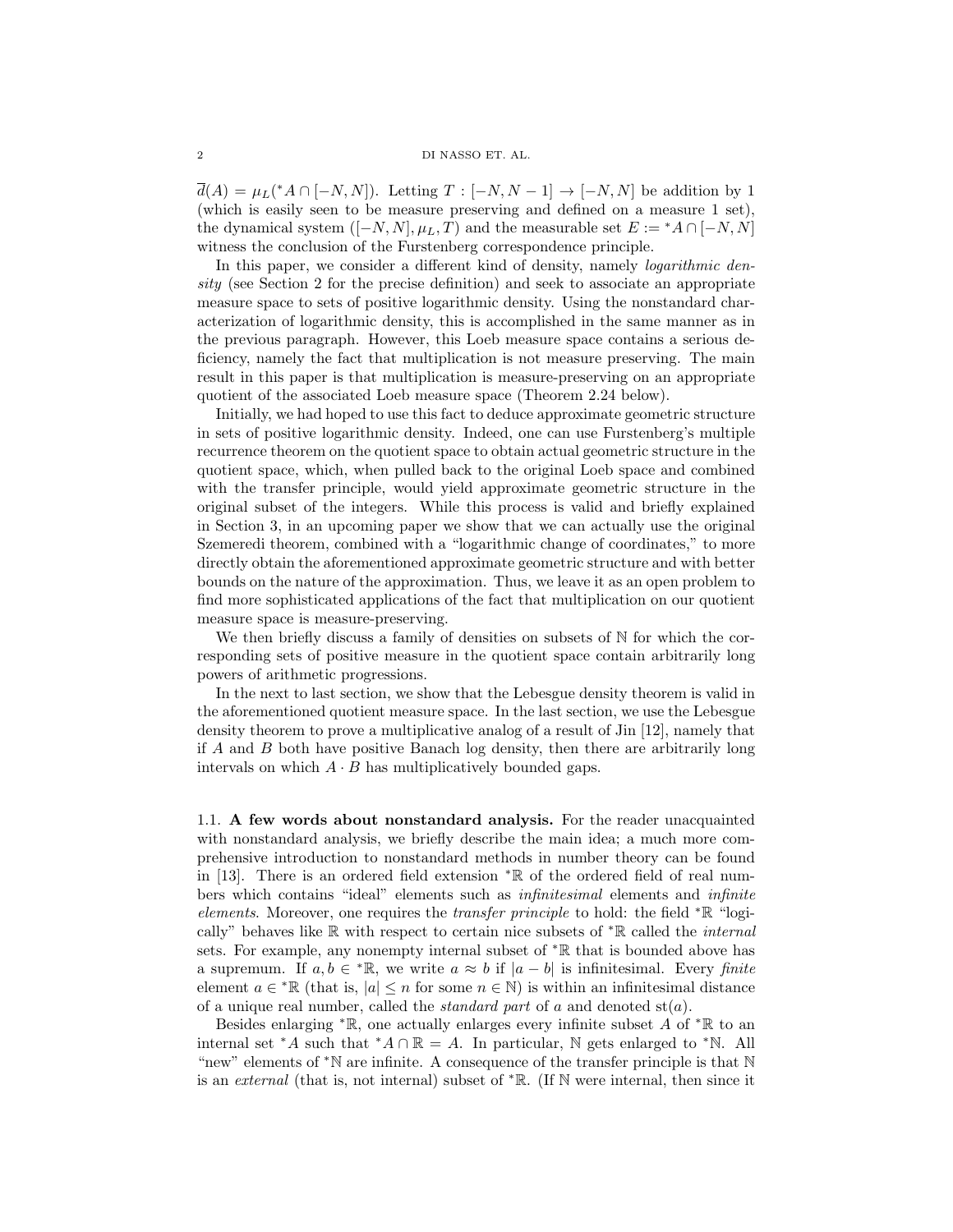$\overline{d}(A) = \mu_L({}^*A \cap [-N, N])$. Letting $T : [-N, N-1] \to [-N, N]$ be addition by 1 (which is easily seen to be measure preserving and defined on a measure 1 set), the dynamical system $([-N, N], \mu_L, T)$ and the measurable set $E := {}^*A \cap [-N, N]$ witness the conclusion of the Furstenberg correspondence principle.

In this paper, we consider a different kind of density, namely *logarithmic density* (see Section 2 for the precise definition) and seek to associate an appropriate measure space to sets of positive logarithmic density. Using the nonstandard characterization of logarithmic density, this is accomplished in the same manner as in the previous paragraph. However, this Loeb measure space contains a serious deficiency, namely the fact that multiplication is not measure preserving. The main result in this paper is that multiplication is measure-preserving on an appropriate quotient of the associated Loeb measure space (Theorem 2.24 below).

Initially, we had hoped to use this fact to deduce approximate geometric structure in sets of positive logarithmic density. Indeed, one can use Furstenberg's multiple recurrence theorem on the quotient space to obtain actual geometric structure in the quotient space, which, when pulled back to the original Loeb space and combined with the transfer principle, would yield approximate geometric structure in the original subset of the integers. While this process is valid and briefly explained in Section 3, in an upcoming paper we show that we can actually use the original Szemeredi theorem, combined with a "logarithmic change of coordinates," to more directly obtain the aforementioned approximate geometric structure and with better bounds on the nature of the approximation. Thus, we leave it as an open problem to find more sophisticated applications of the fact that multiplication on our quotient measure space is measure-preserving.

We then briefly discuss a family of densities on subsets of $\mathbb{N}$ for which the corresponding sets of positive measure in the quotient space contain arbitrarily long powers of arithmetic progressions.

In the next to last section, we show that the Lebesgue density theorem is valid in the aforementioned quotient measure space. In the last section, we use the Lebesgue density theorem to prove a multiplicative analog of a result of Jin [12], namely that if $A$ and $B$ both have positive Banach log density, then there are arbitrarily long intervals on which $A \cdot B$ has multiplicatively bounded gaps.

### 1.1. A few words about nonstandard analysis.

For the reader unacquainted with nonstandard analysis, we briefly describe the main idea; a much more comprehensive introduction to nonstandard methods in number theory can be found in [13]. There is an ordered field extension ${}^*\mathbb{R}$ of the ordered field of real numbers which contains "ideal" elements such as *infinitesimal* elements and *infinite elements*. Moreover, one requires the *transfer principle* to hold: the field ${}^*\mathbb{R}$ "logically" behaves like $\mathbb{R}$ with respect to certain nice subsets of ${}^*\mathbb{R}$ called the *internal* sets. For example, any nonempty internal subset of ${}^*\mathbb{R}$ that is bounded above has a supremum. If $a, b \in {}^*\mathbb{R}$, we write $a \approx b$ if $|a - b|$ is infinitesimal. Every *finite* element $a \in {}^*\mathbb{R}$ (that is, $|a| \leq n$ for some $n \in \mathbb{N}$) is within an infinitesimal distance of a unique real number, called the *standard part* of $a$ and denoted $\mathrm{st}(a)$.

Besides enlarging ${}^*\mathbb{R}$, one actually enlarges every infinite subset $A$ of ${}^*\mathbb{R}$ to an internal set ${}^*A$ such that ${}^*A \cap \mathbb{R} = A$. In particular, $\mathbb{N}$ gets enlarged to ${}^*\mathbb{N}$. All "new" elements of ${}^*\mathbb{N}$ are infinite. A consequence of the transfer principle is that $\mathbb{N}$ is an *external* (that is, not internal) subset of ${}^*\mathbb{R}$. (If $\mathbb{N}$ were internal, then since it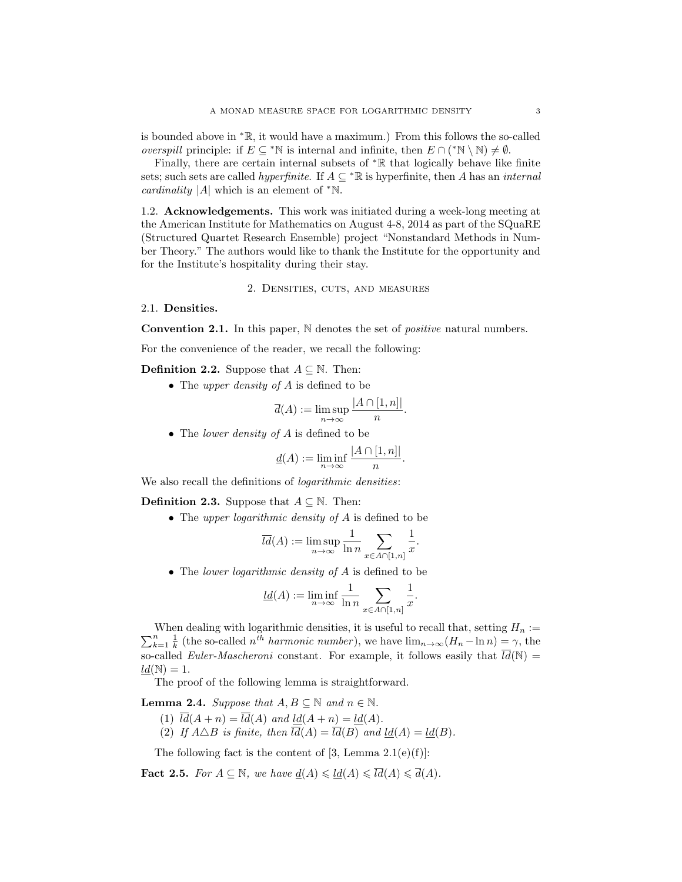is bounded above in ${}^*\mathbb{R}$, it would have a maximum.) From this follows the so-called *overspill* principle: if $E \subseteq {}^*\mathbb{N}$ is internal and infinite, then $E \cap ({}^*\mathbb{N} \setminus \mathbb{N}) \neq \emptyset$.

Finally, there are certain internal subsets of ${}^*\mathbb{R}$ that logically behave like finite sets; such sets are called *hyperfinite*. If $A \subseteq {}^*\mathbb{R}$ is hyperfinite, then $A$ has an *internal cardinality* $|A|$ which is an element of ${}^*\mathbb{N}$.

1.2. **Acknowledgements.** This work was initiated during a week-long meeting at the American Institute for Mathematics on August 4-8, 2014 as part of the SQuaRE (Structured Quartet Research Ensemble) project "Nonstandard Methods in Number Theory." The authors would like to thank the Institute for the opportunity and for the Institute's hospitality during their stay.

## 2. Densities, cuts, and measures

2.1. **Densities.**

**Convention 2.1.** In this paper, $\mathbb{N}$ denotes the set of *positive* natural numbers.

For the convenience of the reader, we recall the following:

**Definition 2.2.** Suppose that $A \subseteq \mathbb{N}$. Then:

- The *upper density of $A$* is defined to be
$$\overline{d}(A) := \limsup_{n\to\infty} \frac{|A \cap [1,n]|}{n}.$$
- The *lower density of $A$* is defined to be
$$\underline{d}(A) := \liminf_{n\to\infty} \frac{|A \cap [1,n]|}{n}.$$

We also recall the definitions of *logarithmic densities*:

**Definition 2.3.** Suppose that $A \subseteq \mathbb{N}$. Then:

- The *upper logarithmic density of $A$* is defined to be
$$\overline{ld}(A) := \limsup_{n\to\infty} \frac{1}{\ln n} \sum_{x \in A\cap[1,n]} \frac{1}{x}.$$
- The *lower logarithmic density of $A$* is defined to be
$$\underline{ld}(A) := \liminf_{n\to\infty} \frac{1}{\ln n} \sum_{x \in A\cap[1,n]} \frac{1}{x}.$$

When dealing with logarithmic densities, it is useful to recall that, setting $H_n := \sum_{k=1}^{n} \frac{1}{k}$ (the so-called $n^{th}$ *harmonic number*), we have $\lim_{n\to\infty}(H_n - \ln n) = \gamma$, the so-called *Euler-Mascheroni* constant. For example, it follows easily that $\overline{ld}(\mathbb{N}) = \underline{ld}(\mathbb{N}) = 1$.

The proof of the following lemma is straightforward.

**Lemma 2.4.** *Suppose that $A, B \subseteq \mathbb{N}$ and $n \in \mathbb{N}$.*

1. $\overline{ld}(A+n) = \overline{ld}(A)$ *and* $\underline{ld}(A+n) = \underline{ld}(A)$.
2. *If $A \triangle B$ is finite, then $\overline{ld}(A) = \overline{ld}(B)$ and $\underline{ld}(A) = \underline{ld}(B)$.*

The following fact is the content of [3, Lemma 2.1(e)(f)]:

**Fact 2.5.** *For $A \subseteq \mathbb{N}$, we have $\underline{d}(A) \leqslant \underline{ld}(A) \leqslant \overline{ld}(A) \leqslant \overline{d}(A)$.*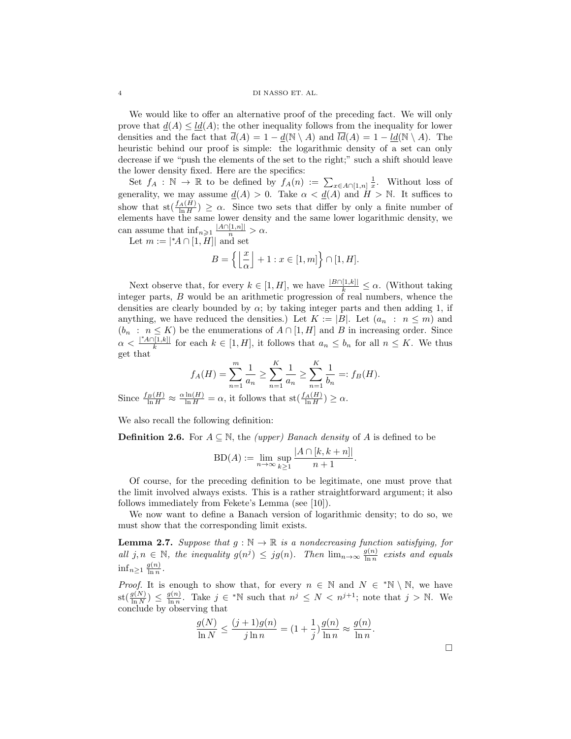We would like to offer an alternative proof of the preceding fact. We will only prove that $\underline{d}(A) \leq \underline{ld}(A)$; the other inequality follows from the inequality for lower densities and the fact that $\overline{d}(A) = 1 - \underline{d}(\mathbb{N} \setminus A)$ and $\overline{ld}(A) = 1 - \underline{ld}(\mathbb{N} \setminus A)$. The heuristic behind our proof is simple: the logarithmic density of a set can only decrease if we "push the elements of the set to the right;" such a shift should leave the lower density fixed. Here are the specifics:

Set $f_A : \mathbb{N} \to \mathbb{R}$ to be defined by $f_A(n) := \sum_{x \in A \cap [1,n]} \frac{1}{x}$. Without loss of generality, we may assume $\underline{d}(A) > 0$. Take $\alpha < \underline{d}(A)$ and $H > \mathbb{N}$. It suffices to show that $\text{st}(\frac{f_A(H)}{\ln H}) \geq \alpha$. Since two sets that differ by only a finite number of elements have the same lower density and the same lower logarithmic density, we can assume that $\inf_{n \geqslant 1} \frac{|A \cap [1,n]|}{n} > \alpha$.

Let $m := |{}^*A \cap [1, H]|$ and set

$$B = \left\{ \left\lfloor \frac{x}{\alpha} \right\rfloor + 1 : x \in [1, m] \right\} \cap [1, H].$$

Next observe that, for every $k \in [1, H]$, we have $\frac{|B \cap [1,k]|}{k} \leq \alpha$. (Without taking integer parts, $B$ would be an arithmetic progression of real numbers, whence the densities are clearly bounded by $\alpha$; by taking integer parts and then adding 1, if anything, we have reduced the densities.) Let $K := |B|$. Let $(a_n : n \leq m)$ and $(b_n : n \leq K)$ be the enumerations of $A \cap [1, H]$ and $B$ in increasing order. Since $\alpha < \frac{|{}^*A \cap [1,k]|}{k}$ for each $k \in [1, H]$, it follows that $a_n \leq b_n$ for all $n \leq K$. We thus get that

$$f_A(H) = \sum_{n=1}^{m} \frac{1}{a_n} \geq \sum_{n=1}^{K} \frac{1}{a_n} \geq \sum_{n=1}^{K} \frac{1}{b_n} =: f_B(H).$$

Since $\frac{f_B(H)}{\ln H} \approx \frac{\alpha \ln(H)}{\ln H} = \alpha$, it follows that $\text{st}(\frac{f_A(H)}{\ln H}) \geq \alpha$.

We also recall the following definition:

**Definition 2.6.** For $A \subseteq \mathbb{N}$, the *(upper) Banach density* of $A$ is defined to be

$$\text{BD}(A) := \lim_{n \to \infty} \sup_{k \geq 1} \frac{|A \cap [k, k+n]|}{n+1}.$$

Of course, for the preceding definition to be legitimate, one must prove that the limit involved always exists. This is a rather straightforward argument; it also follows immediately from Fekete's Lemma (see [10]).

We now want to define a Banach version of logarithmic density; to do so, we must show that the corresponding limit exists.

**Lemma 2.7.** *Suppose that $g : \mathbb{N} \to \mathbb{R}$ is a nondecreasing function satisfying, for all $j, n \in \mathbb{N}$, the inequality $g(n^j) \leq j g(n)$. Then $\lim_{n \to \infty} \frac{g(n)}{\ln n}$ exists and equals $\inf_{n \geq 1} \frac{g(n)}{\ln n}$.*

*Proof.* It is enough to show that, for every $n \in \mathbb{N}$ and $N \in {}^*\mathbb{N} \setminus \mathbb{N}$, we have $\text{st}(\frac{g(N)}{\ln N}) \leq \frac{g(n)}{\ln n}$. Take $j \in {}^*\mathbb{N}$ such that $n^j \leq N < n^{j+1}$; note that $j > \mathbb{N}$. We conclude by observing that

$$\frac{g(N)}{\ln N} \leq \frac{(j+1)g(n)}{j \ln n} = (1 + \frac{1}{j}) \frac{g(n)}{\ln n} \approx \frac{g(n)}{\ln n}.$$

$\square$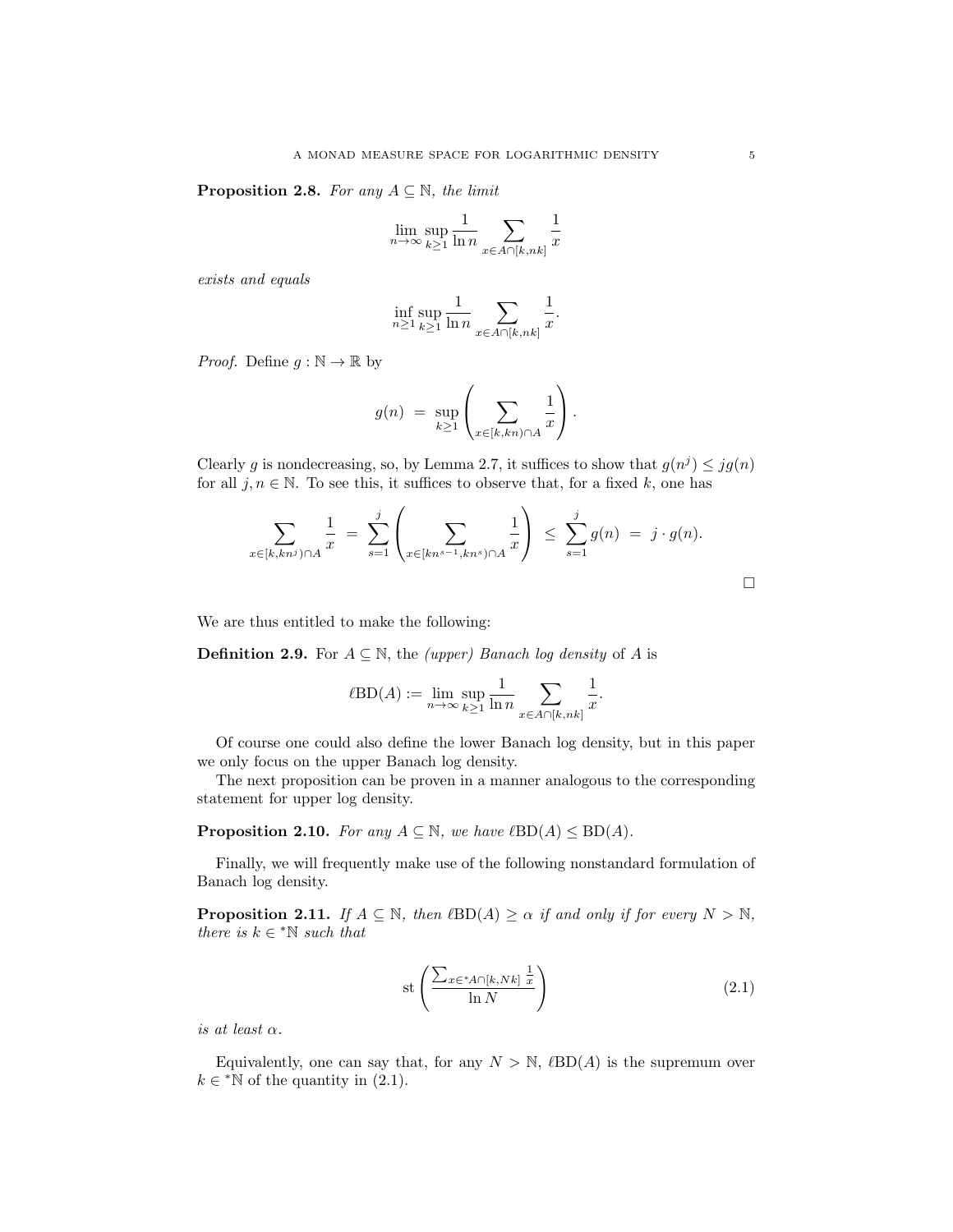**Proposition 2.8.** *For any $A \subseteq \mathbb{N}$, the limit*

$$\lim_{n\to\infty} \sup_{k\geq 1} \frac{1}{\ln n} \sum_{x\in A\cap[k,nk]} \frac{1}{x}$$

*exists and equals*

$$\inf_{n\geq 1} \sup_{k\geq 1} \frac{1}{\ln n} \sum_{x\in A\cap[k,nk]} \frac{1}{x}.$$

*Proof.* Define $g : \mathbb{N} \to \mathbb{R}$ by

$$g(n) \ = \ \sup_{k\geq 1} \left( \sum_{x\in[k,kn)\cap A} \frac{1}{x} \right).$$

Clearly $g$ is nondecreasing, so, by Lemma 2.7, it suffices to show that $g(n^j) \leq jg(n)$ for all $j, n \in \mathbb{N}$. To see this, it suffices to observe that, for a fixed $k$, one has

$$\sum_{x\in[k,kn^j)\cap A} \frac{1}{x} \ = \ \sum_{s=1}^{j} \left( \sum_{x\in[kn^{s-1},kn^s)\cap A} \frac{1}{x} \right) \ \leq \ \sum_{s=1}^{j} g(n) \ = \ j \cdot g(n).$$

□

We are thus entitled to make the following:

**Definition 2.9.** For $A \subseteq \mathbb{N}$, the *(upper) Banach log density* of $A$ is

$$\ell\mathrm{BD}(A) := \lim_{n\to\infty} \sup_{k\geq 1} \frac{1}{\ln n} \sum_{x\in A\cap[k,nk]} \frac{1}{x}.$$

Of course one could also define the lower Banach log density, but in this paper we only focus on the upper Banach log density.

The next proposition can be proven in a manner analogous to the corresponding statement for upper log density.

**Proposition 2.10.** *For any $A \subseteq \mathbb{N}$, we have $\ell\mathrm{BD}(A) \leq \mathrm{BD}(A)$.*

Finally, we will frequently make use of the following nonstandard formulation of Banach log density.

**Proposition 2.11.** *If $A \subseteq \mathbb{N}$, then $\ell\mathrm{BD}(A) \geq \alpha$ if and only if for every $N > \mathbb{N}$, there is $k \in {}^*\mathbb{N}$ such that*

$$\mathrm{st}\left( \frac{\sum_{x\in {}^*A\cap[k,Nk]} \frac{1}{x}}{\ln N} \right) \tag{2.1}$$

*is at least $\alpha$.*

Equivalently, one can say that, for any $N > \mathbb{N}$, $\ell\mathrm{BD}(A)$ is the supremum over $k \in {}^*\mathbb{N}$ of the quantity in (2.1).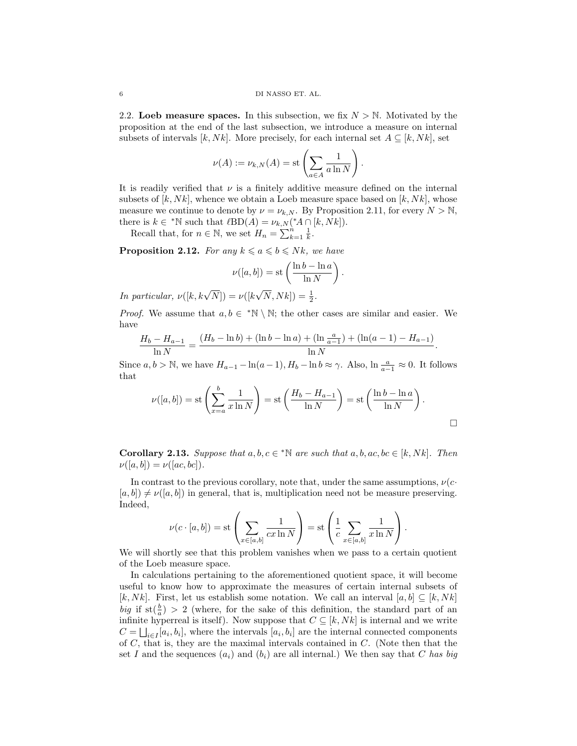### 2.2. Loeb measure spaces.

In this subsection, we fix $N > \mathbb{N}$. Motivated by the proposition at the end of the last subsection, we introduce a measure on internal subsets of intervals $[k, Nk]$. More precisely, for each internal set $A \subseteq [k, Nk]$, set

$$\nu(A) := \nu_{k,N}(A) = \operatorname{st}\left(\sum_{a \in A} \frac{1}{a \ln N}\right).$$

It is readily verified that $\nu$ is a finitely additive measure defined on the internal subsets of $[k, Nk]$, whence we obtain a Loeb measure space based on $[k, Nk]$, whose measure we continue to denote by $\nu = \nu_{k,N}$. By Proposition 2.11, for every $N > \mathbb{N}$, there is $k \in {}^*\mathbb{N}$ such that $\ell\mathrm{BD}(A) = \nu_{k,N}({}^*A \cap [k, Nk])$.

Recall that, for $n \in \mathbb{N}$, we set $H_n = \sum_{k=1}^{n} \frac{1}{k}$.

**Proposition 2.12.** *For any $k \leqslant a \leqslant b \leqslant Nk$, we have*

$$\nu([a, b]) = \operatorname{st}\left(\frac{\ln b - \ln a}{\ln N}\right).$$

*In particular, $\nu([k, k\sqrt{N}]) = \nu([k\sqrt{N}, Nk]) = \frac{1}{2}$.*

*Proof.* We assume that $a, b \in {}^*\mathbb{N} \setminus \mathbb{N}$; the other cases are similar and easier. We have

$$\frac{H_b - H_{a-1}}{\ln N} = \frac{(H_b - \ln b) + (\ln b - \ln a) + (\ln \frac{a}{a-1}) + (\ln(a-1) - H_{a-1})}{\ln N}.$$

Since $a, b > \mathbb{N}$, we have $H_{a-1} - \ln(a-1), H_b - \ln b \approx \gamma$. Also, $\ln \frac{a}{a-1} \approx 0$. It follows that

$$\nu([a, b]) = \operatorname{st}\left(\sum_{x=a}^{b} \frac{1}{x \ln N}\right) = \operatorname{st}\left(\frac{H_b - H_{a-1}}{\ln N}\right) = \operatorname{st}\left(\frac{\ln b - \ln a}{\ln N}\right).$$

□

**Corollary 2.13.** *Suppose that $a, b, c \in {}^*\mathbb{N}$ are such that $a, b, ac, bc \in [k, Nk]$. Then $\nu([a, b]) = \nu([ac, bc])$.*

In contrast to the previous corollary, note that, under the same assumptions, $\nu(c \cdot [a, b]) \neq \nu([a, b])$ in general, that is, multiplication need not be measure preserving. Indeed,

$$\nu(c \cdot [a, b]) = \operatorname{st}\left(\sum_{x \in [a,b]} \frac{1}{cx \ln N}\right) = \operatorname{st}\left(\frac{1}{c} \sum_{x \in [a,b]} \frac{1}{x \ln N}\right).$$

We will shortly see that this problem vanishes when we pass to a certain quotient of the Loeb measure space.

In calculations pertaining to the aforementioned quotient space, it will become useful to know how to approximate the measures of certain internal subsets of $[k, Nk]$. First, let us establish some notation. We call an interval $[a, b] \subseteq [k, Nk]$ *big* if $\operatorname{st}(\frac{b}{a}) > 2$ (where, for the sake of this definition, the standard part of an infinite hyperreal is itself). Now suppose that $C \subseteq [k, Nk]$ is internal and we write $C = \bigsqcup_{i \in I} [a_i, b_i]$, where the intervals $[a_i, b_i]$ are the internal connected components of $C$, that is, they are the maximal intervals contained in $C$. (Note then that the set $I$ and the sequences $(a_i)$ and $(b_i)$ are all internal.) We then say that $C$ *has big*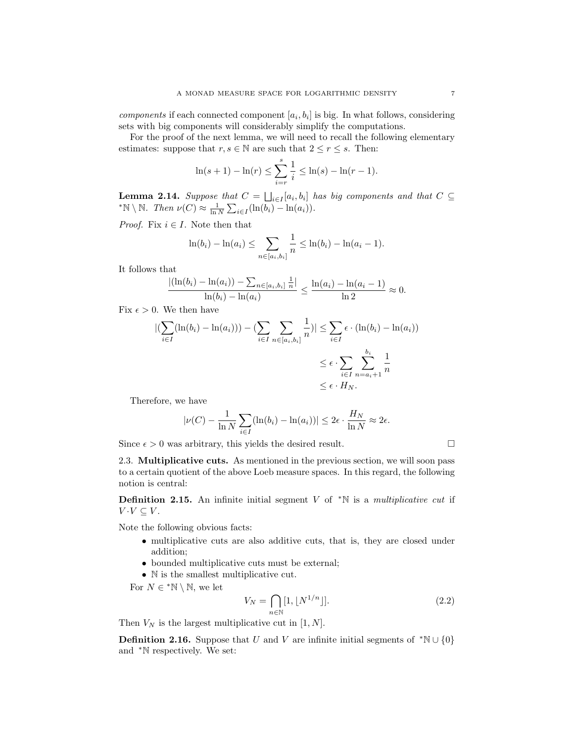*components* if each connected component $[a_i, b_i]$ is big. In what follows, considering sets with big components will considerably simplify the computations.

For the proof of the next lemma, we will need to recall the following elementary estimates: suppose that $r, s \in \mathbb{N}$ are such that $2 \leq r \leq s$. Then:

$$\ln(s+1) - \ln(r) \leq \sum_{i=r}^{s} \frac{1}{i} \leq \ln(s) - \ln(r-1).$$

**Lemma 2.14.** *Suppose that $C = \bigsqcup_{i \in I} [a_i, b_i]$ has big components and that $C \subseteq {}^*\mathbb{N} \setminus \mathbb{N}$. Then $\nu(C) \approx \frac{1}{\ln N} \sum_{i \in I} (\ln(b_i) - \ln(a_i))$.*

*Proof.* Fix $i \in I$. Note then that

$$\ln(b_i) - \ln(a_i) \leq \sum_{n \in [a_i, b_i]} \frac{1}{n} \leq \ln(b_i) - \ln(a_i - 1).$$

It follows that

$$\frac{|(\ln(b_i) - \ln(a_i)) - \sum_{n \in [a_i, b_i]} \frac{1}{n}|}{\ln(b_i) - \ln(a_i)} \leq \frac{\ln(a_i) - \ln(a_i - 1)}{\ln 2} \approx 0.$$

Fix $\epsilon > 0$. We then have

$$\begin{aligned} |(\sum_{i \in I} (\ln(b_i) - \ln(a_i))) - (\sum_{i \in I} \sum_{n \in [a_i, b_i]} \frac{1}{n})| &\leq \sum_{i \in I} \epsilon \cdot (\ln(b_i) - \ln(a_i)) \\ &\leq \epsilon \cdot \sum_{i \in I} \sum_{n = a_i + 1}^{b_i} \frac{1}{n} \\ &\leq \epsilon \cdot H_N. \end{aligned}$$

Therefore, we have

$$|\nu(C) - \frac{1}{\ln N} \sum_{i \in I} (\ln(b_i) - \ln(a_i))| \leq 2\epsilon \cdot \frac{H_N}{\ln N} \approx 2\epsilon.$$

Since $\epsilon > 0$ was arbitrary, this yields the desired result. □

### 2.3. Multiplicative cuts.

As mentioned in the previous section, we will soon pass to a certain quotient of the above Loeb measure spaces. In this regard, the following notion is central:

**Definition 2.15.** An infinite initial segment $V$ of ${}^*\mathbb{N}$ is a *multiplicative cut* if $V \cdot V \subseteq V$.

Note the following obvious facts:

- multiplicative cuts are also additive cuts, that is, they are closed under addition;
- bounded multiplicative cuts must be external;
- $\mathbb{N}$ is the smallest multiplicative cut.

For $N \in {}^*\mathbb{N} \setminus \mathbb{N}$, we let

$$V_N = \bigcap_{n \in \mathbb{N}} [1, \lfloor N^{1/n} \rfloor]. \tag{2.2}$$

Then $V_N$ is the largest multiplicative cut in $[1, N]$.

**Definition 2.16.** Suppose that $U$ and $V$ are infinite initial segments of ${}^*\mathbb{N} \cup \{0\}$ and ${}^*\mathbb{N}$ respectively. We set: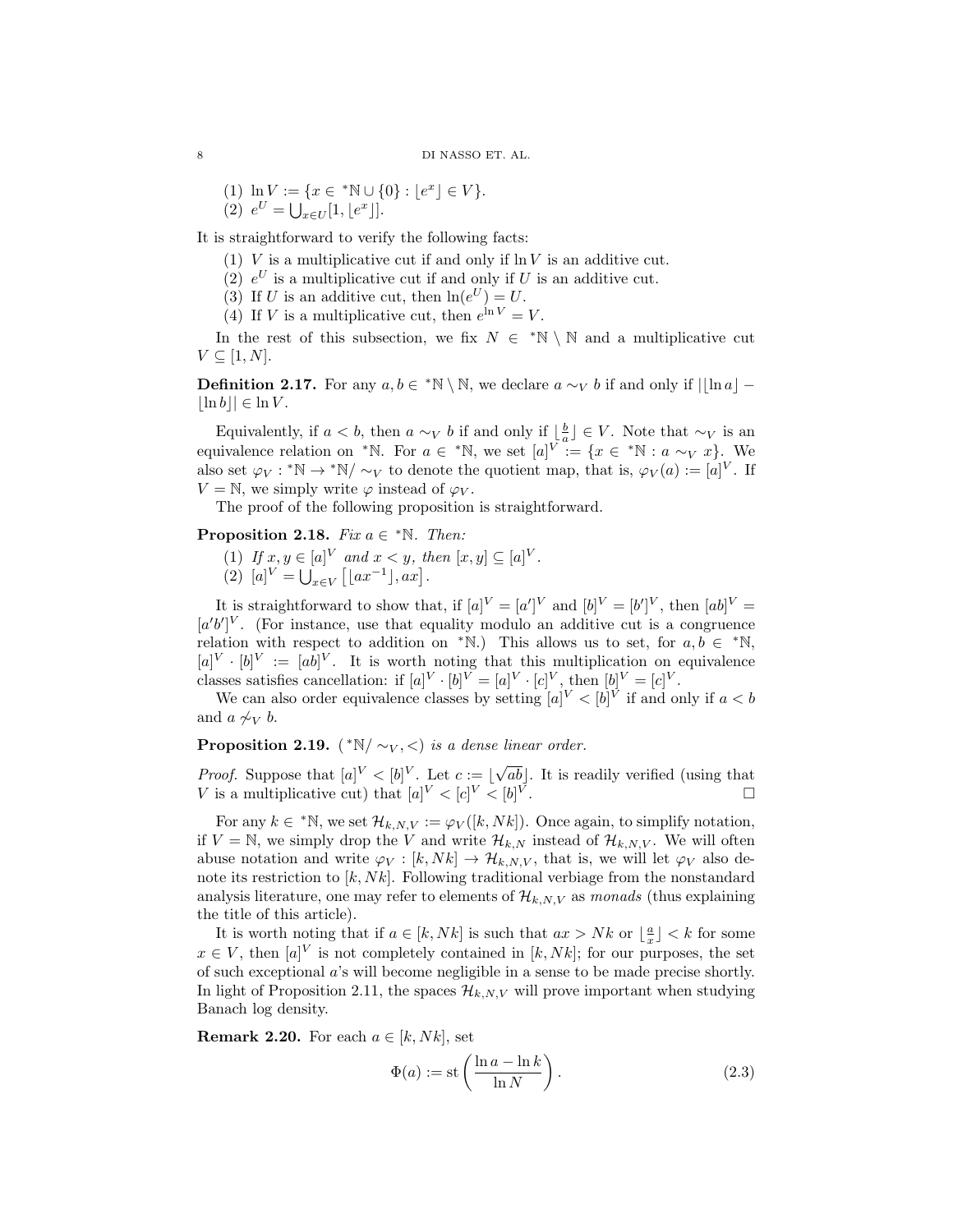(1) $\ln V := \{x \in {}^*\mathbb{N} \cup \{0\} : \lfloor e^x \rfloor \in V\}$.
(2) $e^U = \bigcup_{x \in U} [1, \lfloor e^x \rfloor]$.

It is straightforward to verify the following facts:

(1) $V$ is a multiplicative cut if and only if $\ln V$ is an additive cut.
(2) $e^U$ is a multiplicative cut if and only if $U$ is an additive cut.
(3) If $U$ is an additive cut, then $\ln(e^U) = U$.
(4) If $V$ is a multiplicative cut, then $e^{\ln V} = V$.

In the rest of this subsection, we fix $N \in {}^*\mathbb{N} \setminus \mathbb{N}$ and a multiplicative cut $V \subseteq [1, N]$.

**Definition 2.17.** For any $a, b \in {}^*\mathbb{N} \setminus \mathbb{N}$, we declare $a \sim_V b$ if and only if $|\lfloor \ln a \rfloor - \lfloor \ln b \rfloor| \in \ln V$.

Equivalently, if $a < b$, then $a \sim_V b$ if and only if $\lfloor \frac{b}{a} \rfloor \in V$. Note that $\sim_V$ is an equivalence relation on ${}^*\mathbb{N}$. For $a \in {}^*\mathbb{N}$, we set $[a]^V := \{x \in {}^*\mathbb{N} : a \sim_V x\}$. We also set $\varphi_V : {}^*\mathbb{N} \to {}^*\mathbb{N}/\sim_V$ to denote the quotient map, that is, $\varphi_V(a) := [a]^V$. If $V = \mathbb{N}$, we simply write $\varphi$ instead of $\varphi_V$.

The proof of the following proposition is straightforward.

**Proposition 2.18.** *Fix $a \in {}^*\mathbb{N}$. Then:*

(1) *If $x, y \in [a]^V$ and $x < y$, then $[x, y] \subseteq [a]^V$.*
(2) $[a]^V = \bigcup_{x \in V} \left[\lfloor ax^{-1} \rfloor, ax\right]$.

It is straightforward to show that, if $[a]^V = [a']^V$ and $[b]^V = [b']^V$, then $[ab]^V = [a'b']^V$. (For instance, use that equality modulo an additive cut is a congruence relation with respect to addition on ${}^*\mathbb{N}$.) This allows us to set, for $a, b \in {}^*\mathbb{N}$, $[a]^V \cdot [b]^V := [ab]^V$. It is worth noting that this multiplication on equivalence classes satisfies cancellation: if $[a]^V \cdot [b]^V = [a]^V \cdot [c]^V$, then $[b]^V = [c]^V$.

We can also order equivalence classes by setting $[a]^V < [b]^V$ if and only if $a < b$ and $a \not\sim_V b$.

**Proposition 2.19.** *$({}^*\mathbb{N}/\sim_V, <)$ is a dense linear order.*

*Proof.* Suppose that $[a]^V < [b]^V$. Let $c := \lfloor \sqrt{ab} \rfloor$. It is readily verified (using that $V$ is a multiplicative cut) that $[a]^V < [c]^V < [b]^V$. $\square$

For any $k \in {}^*\mathbb{N}$, we set $\mathcal{H}_{k,N,V} := \varphi_V([k, Nk])$. Once again, to simplify notation, if $V = \mathbb{N}$, we simply drop the $V$ and write $\mathcal{H}_{k,N}$ instead of $\mathcal{H}_{k,N,V}$. We will often abuse notation and write $\varphi_V : [k, Nk] \to \mathcal{H}_{k,N,V}$, that is, we will let $\varphi_V$ also denote its restriction to $[k, Nk]$. Following traditional verbiage from the nonstandard analysis literature, one may refer to elements of $\mathcal{H}_{k,N,V}$ as *monads* (thus explaining the title of this article).

It is worth noting that if $a \in [k, Nk]$ is such that $ax > Nk$ or $\lfloor \frac{a}{x} \rfloor < k$ for some $x \in V$, then $[a]^V$ is not completely contained in $[k, Nk]$; for our purposes, the set of such exceptional $a$'s will become negligible in a sense to be made precise shortly. In light of Proposition 2.11, the spaces $\mathcal{H}_{k,N,V}$ will prove important when studying Banach log density.

**Remark 2.20.** For each $a \in [k, Nk]$, set

$$\Phi(a) := \operatorname{st}\left(\frac{\ln a - \ln k}{\ln N}\right). \tag{2.3}$$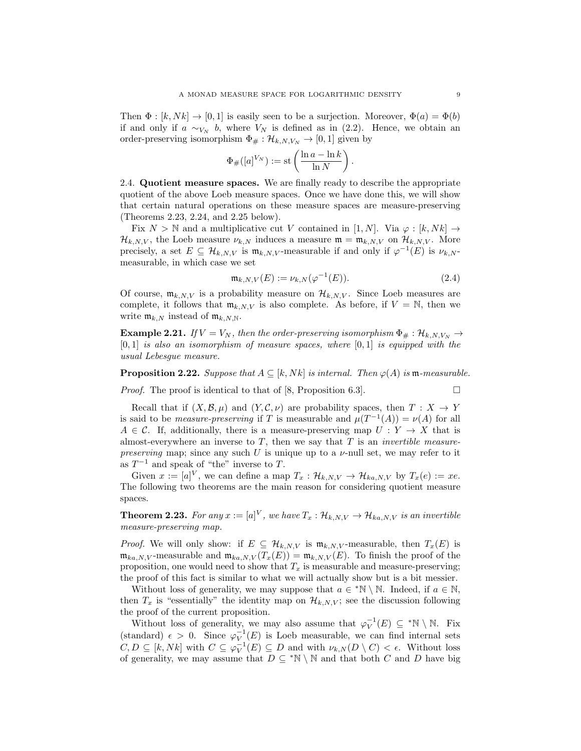Then $\Phi : [k, Nk] \to [0,1]$ is easily seen to be a surjection. Moreover, $\Phi(a) = \Phi(b)$ if and only if $a \sim_{V_N} b$, where $V_N$ is defined as in (2.2). Hence, we obtain an order-preserving isomorphism $\Phi_\# : \mathcal{H}_{k,N,V_N} \to [0,1]$ given by

$$\Phi_\#([a]^{V_N}) := \operatorname{st}\left(\frac{\ln a - \ln k}{\ln N}\right).$$

2.4. **Quotient measure spaces.** We are finally ready to describe the appropriate quotient of the above Loeb measure spaces. Once we have done this, we will show that certain natural operations on these measure spaces are measure-preserving (Theorems 2.23, 2.24, and 2.25 below).

Fix $N > \mathbb{N}$ and a multiplicative cut $V$ contained in $[1, N]$. Via $\varphi : [k, Nk] \to \mathcal{H}_{k,N,V}$, the Loeb measure $\nu_{k,N}$ induces a measure $\mathfrak{m} = \mathfrak{m}_{k,N,V}$ on $\mathcal{H}_{k,N,V}$. More precisely, a set $E \subseteq \mathcal{H}_{k,N,V}$ is $\mathfrak{m}_{k,N,V}$-measurable if and only if $\varphi^{-1}(E)$ is $\nu_{k,N}$-measurable, in which case we set

$$\mathfrak{m}_{k,N,V}(E) := \nu_{k,N}(\varphi^{-1}(E)). \tag{2.4}$$

Of course, $\mathfrak{m}_{k,N,V}$ is a probability measure on $\mathcal{H}_{k,N,V}$. Since Loeb measures are complete, it follows that $\mathfrak{m}_{k,N,V}$ is also complete. As before, if $V = \mathbb{N}$, then we write $\mathfrak{m}_{k,N}$ instead of $\mathfrak{m}_{k,N,\mathbb{N}}$.

**Example 2.21.** *If $V = V_N$, then the order-preserving isomorphism $\Phi_\# : \mathcal{H}_{k,N,V_N} \to [0,1]$ is also an isomorphism of measure spaces, where $[0,1]$ is equipped with the usual Lebesgue measure.*

**Proposition 2.22.** *Suppose that $A \subseteq [k, Nk]$ is internal. Then $\varphi(A)$ is $\mathfrak{m}$-measurable.*

*Proof.* The proof is identical to that of [8, Proposition 6.3]. □

Recall that if $(X, \mathcal{B}, \mu)$ and $(Y, \mathcal{C}, \nu)$ are probability spaces, then $T : X \to Y$ is said to be *measure-preserving* if $T$ is measurable and $\mu(T^{-1}(A)) = \nu(A)$ for all $A \in \mathcal{C}$. If, additionally, there is a measure-preserving map $U : Y \to X$ that is almost-everywhere an inverse to $T$, then we say that $T$ is an *invertible measure-preserving* map; since any such $U$ is unique up to a $\nu$-null set, we may refer to it as $T^{-1}$ and speak of "the" inverse to $T$.

Given $x := [a]^V$, we can define a map $T_x : \mathcal{H}_{k,N,V} \to \mathcal{H}_{ka,N,V}$ by $T_x(e) := xe$. The following two theorems are the main reason for considering quotient measure spaces.

**Theorem 2.23.** *For any $x := [a]^V$, we have $T_x : \mathcal{H}_{k,N,V} \to \mathcal{H}_{ka,N,V}$ is an invertible measure-preserving map.*

*Proof.* We will only show: if $E \subseteq \mathcal{H}_{k,N,V}$ is $\mathfrak{m}_{k,N,V}$-measurable, then $T_x(E)$ is $\mathfrak{m}_{ka,N,V}$-measurable and $\mathfrak{m}_{ka,N,V}(T_x(E)) = \mathfrak{m}_{k,N,V}(E)$. To finish the proof of the proposition, one would need to show that $T_x$ is measurable and measure-preserving; the proof of this fact is similar to what we will actually show but is a bit messier.

Without loss of generality, we may suppose that $a \in {}^*\mathbb{N} \setminus \mathbb{N}$. Indeed, if $a \in \mathbb{N}$, then $T_x$ is "essentially" the identity map on $\mathcal{H}_{k,N,V}$; see the discussion following the proof of the current proposition.

Without loss of generality, we may also assume that $\varphi_V^{-1}(E) \subseteq {}^*\mathbb{N} \setminus \mathbb{N}$. Fix (standard) $\epsilon > 0$. Since $\varphi_V^{-1}(E)$ is Loeb measurable, we can find internal sets $C, D \subseteq [k, Nk]$ with $C \subseteq \varphi_V^{-1}(E) \subseteq D$ and with $\nu_{k,N}(D \setminus C) < \epsilon$. Without loss of generality, we may assume that $D \subseteq {}^*\mathbb{N} \setminus \mathbb{N}$ and that both $C$ and $D$ have big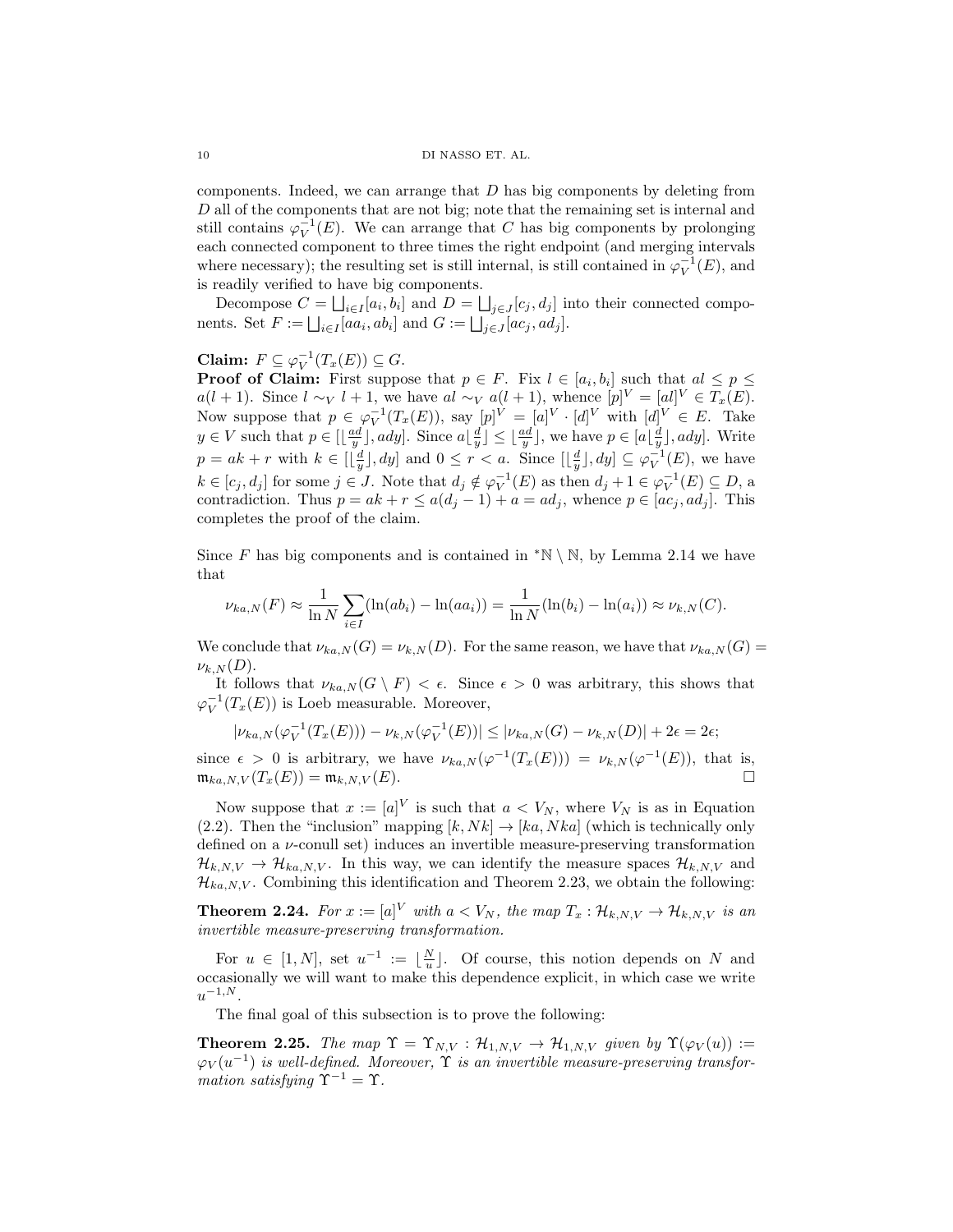components. Indeed, we can arrange that $D$ has big components by deleting from $D$ all of the components that are not big; note that the remaining set is internal and still contains $\varphi_V^{-1}(E)$. We can arrange that $C$ has big components by prolonging each connected component to three times the right endpoint (and merging intervals where necessary); the resulting set is still internal, is still contained in $\varphi_V^{-1}(E)$, and is readily verified to have big components.

Decompose $C = \bigsqcup_{i \in I}[a_i, b_i]$ and $D = \bigsqcup_{j \in J}[c_j, d_j]$ into their connected components. Set $F := \bigsqcup_{i \in I}[aa_i, ab_i]$ and $G := \bigsqcup_{j \in J}[ac_j, ad_j]$.

**Claim:** $F \subseteq \varphi_V^{-1}(T_x(E)) \subseteq G$.

**Proof of Claim:** First suppose that $p \in F$. Fix $l \in [a_i, b_i]$ such that $al \leq p \leq a(l+1)$. Since $l \sim_V l+1$, we have $al \sim_V a(l+1)$, whence $[p]^V = [al]^V \in T_x(E)$. Now suppose that $p \in \varphi_V^{-1}(T_x(E))$, say $[p]^V = [a]^V \cdot [d]^V$ with $[d]^V \in E$. Take $y \in V$ such that $p \in [\lfloor \frac{ad}{y} \rfloor, ady]$. Since $a\lfloor \frac{d}{y} \rfloor \leq \lfloor \frac{ad}{y} \rfloor$, we have $p \in [a\lfloor \frac{d}{y} \rfloor, ady]$. Write $p = ak + r$ with $k \in [\lfloor \frac{d}{y} \rfloor, dy]$ and $0 \leq r < a$. Since $[\lfloor \frac{d}{y} \rfloor, dy] \subseteq \varphi_V^{-1}(E)$, we have $k \in [c_j, d_j]$ for some $j \in J$. Note that $d_j \notin \varphi_V^{-1}(E)$ as then $d_j + 1 \in \varphi_V^{-1}(E) \subseteq D$, a contradiction. Thus $p = ak + r \leq a(d_j - 1) + a = ad_j$, whence $p \in [ac_j, ad_j]$. This completes the proof of the claim.

Since $F$ has big components and is contained in ${}^*\mathbb{N} \setminus \mathbb{N}$, by Lemma 2.14 we have that

$$\nu_{ka,N}(F) \approx \frac{1}{\ln N} \sum_{i \in I} (\ln(ab_i) - \ln(aa_i)) = \frac{1}{\ln N}(\ln(b_i) - \ln(a_i)) \approx \nu_{k,N}(C).$$

We conclude that $\nu_{ka,N}(G) = \nu_{k,N}(D)$. For the same reason, we have that $\nu_{ka,N}(G) = \nu_{k,N}(D)$.

It follows that $\nu_{ka,N}(G \setminus F) < \epsilon$. Since $\epsilon > 0$ was arbitrary, this shows that $\varphi_V^{-1}(T_x(E))$ is Loeb measurable. Moreover,

$$|\nu_{ka,N}(\varphi_V^{-1}(T_x(E))) - \nu_{k,N}(\varphi_V^{-1}(E))| \leq |\nu_{ka,N}(G) - \nu_{k,N}(D)| + 2\epsilon = 2\epsilon;$$

since $\epsilon > 0$ is arbitrary, we have $\nu_{ka,N}(\varphi^{-1}(T_x(E))) = \nu_{k,N}(\varphi^{-1}(E))$, that is, $\mathfrak{m}_{ka,N,V}(T_x(E)) = \mathfrak{m}_{k,N,V}(E)$. $\square$

Now suppose that $x := [a]^V$ is such that $a < V_N$, where $V_N$ is as in Equation (2.2). Then the "inclusion" mapping $[k, Nk] \to [ka, Nka]$ (which is technically only defined on a $\nu$-conull set) induces an invertible measure-preserving transformation $\mathcal{H}_{k,N,V} \to \mathcal{H}_{ka,N,V}$. In this way, we can identify the measure spaces $\mathcal{H}_{k,N,V}$ and $\mathcal{H}_{ka,N,V}$. Combining this identification and Theorem 2.23, we obtain the following:

**Theorem 2.24.** *For $x := [a]^V$ with $a < V_N$, the map $T_x : \mathcal{H}_{k,N,V} \to \mathcal{H}_{k,N,V}$ is an invertible measure-preserving transformation.*

For $u \in [1, N]$, set $u^{-1} := \lfloor \frac{N}{u} \rfloor$. Of course, this notion depends on $N$ and occasionally we will want to make this dependence explicit, in which case we write $u^{-1,N}$.

The final goal of this subsection is to prove the following:

**Theorem 2.25.** *The map $\Upsilon = \Upsilon_{N,V} : \mathcal{H}_{1,N,V} \to \mathcal{H}_{1,N,V}$ given by $\Upsilon(\varphi_V(u)) := \varphi_V(u^{-1})$ is well-defined. Moreover, $\Upsilon$ is an invertible measure-preserving transformation satisfying $\Upsilon^{-1} = \Upsilon$.*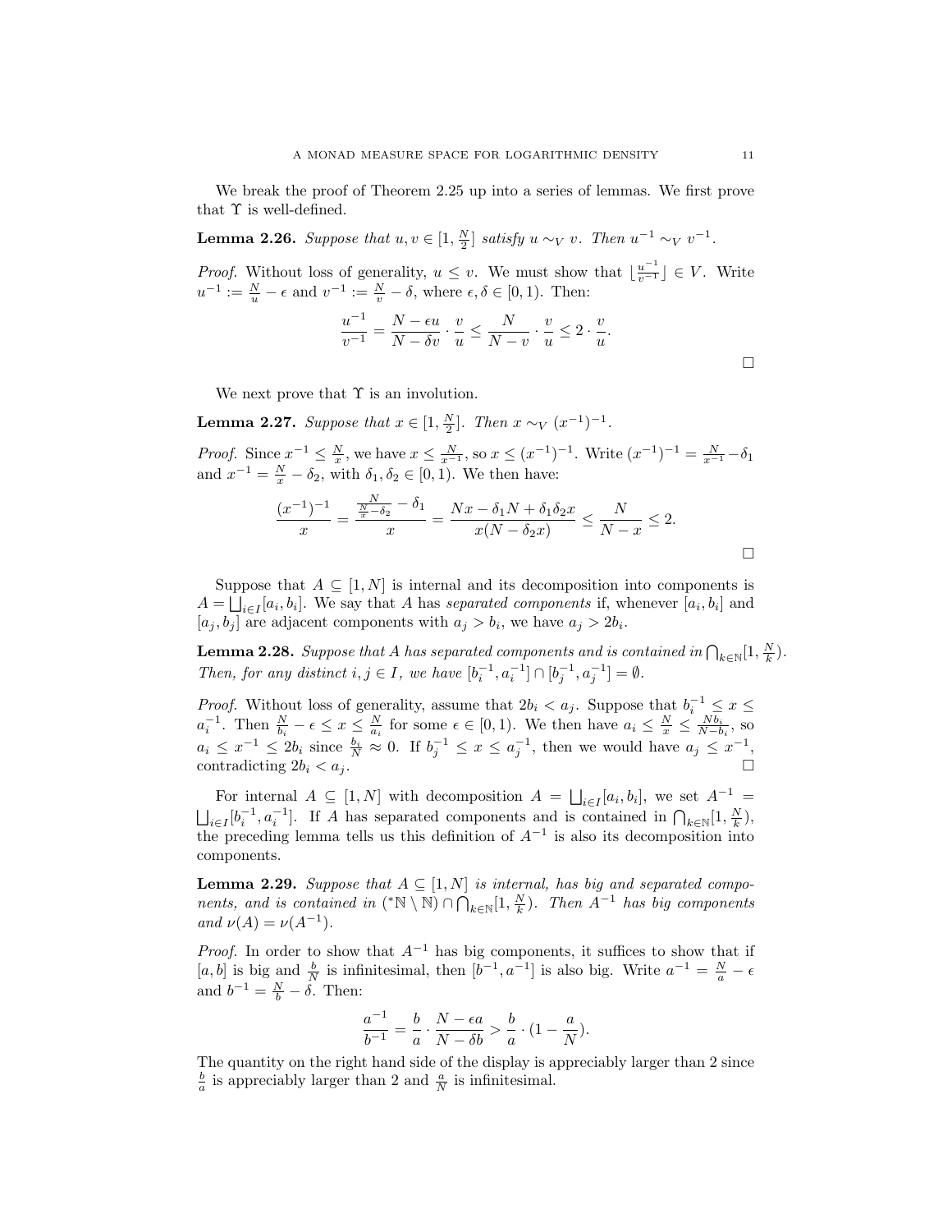We break the proof of Theorem 2.25 up into a series of lemmas. We first prove that $\Upsilon$ is well-defined.

**Lemma 2.26.** *Suppose that $u, v \in [1, \frac{N}{2}]$ satisfy $u \sim_V v$. Then $u^{-1} \sim_V v^{-1}$.*

*Proof.* Without loss of generality, $u \leq v$. We must show that $\lfloor \frac{u^{-1}}{v^{-1}} \rfloor \in V$. Write $u^{-1} := \frac{N}{u} - \epsilon$ and $v^{-1} := \frac{N}{v} - \delta$, where $\epsilon, \delta \in [0, 1)$. Then:

$$\frac{u^{-1}}{v^{-1}} = \frac{N - \epsilon u}{N - \delta v} \cdot \frac{v}{u} \leq \frac{N}{N - v} \cdot \frac{v}{u} \leq 2 \cdot \frac{v}{u}.$$

$\square$

We next prove that $\Upsilon$ is an involution.

**Lemma 2.27.** *Suppose that $x \in [1, \frac{N}{2}]$. Then $x \sim_V (x^{-1})^{-1}$.*

*Proof.* Since $x^{-1} \leq \frac{N}{x}$, we have $x \leq \frac{N}{x^{-1}}$, so $x \leq (x^{-1})^{-1}$. Write $(x^{-1})^{-1} = \frac{N}{x^{-1}} - \delta_1$ and $x^{-1} = \frac{N}{x} - \delta_2$, with $\delta_1, \delta_2 \in [0, 1)$. We then have:

$$\frac{(x^{-1})^{-1}}{x} = \frac{\frac{N}{\frac{N}{x} - \delta_2} - \delta_1}{x} = \frac{Nx - \delta_1 N + \delta_1 \delta_2 x}{x(N - \delta_2 x)} \leq \frac{N}{N - x} \leq 2.$$

$\square$

Suppose that $A \subseteq [1, N]$ is internal and its decomposition into components is $A = \bigsqcup_{i \in I} [a_i, b_i]$. We say that $A$ has *separated components* if, whenever $[a_i, b_i]$ and $[a_j, b_j]$ are adjacent components with $a_j > b_i$, we have $a_j > 2b_i$.

**Lemma 2.28.** *Suppose that $A$ has separated components and is contained in $\bigcap_{k \in \mathbb{N}} [1, \frac{N}{k})$. Then, for any distinct $i, j \in I$, we have $[b_i^{-1}, a_i^{-1}] \cap [b_j^{-1}, a_j^{-1}] = \emptyset$.*

*Proof.* Without loss of generality, assume that $2b_i < a_j$. Suppose that $b_i^{-1} \leq x \leq a_i^{-1}$. Then $\frac{N}{b_i} - \epsilon \leq x \leq \frac{N}{a_i}$ for some $\epsilon \in [0, 1)$. We then have $a_i \leq \frac{N}{x} \leq \frac{N b_i}{N - b_i}$, so $a_i \leq x^{-1} \leq 2b_i$ since $\frac{b_i}{N} \approx 0$. If $b_j^{-1} \leq x \leq a_j^{-1}$, then we would have $a_j \leq x^{-1}$, contradicting $2b_i < a_j$. $\square$

For internal $A \subseteq [1, N]$ with decomposition $A = \bigsqcup_{i \in I} [a_i, b_i]$, we set $A^{-1} = \bigsqcup_{i \in I} [b_i^{-1}, a_i^{-1}]$. If $A$ has separated components and is contained in $\bigcap_{k \in \mathbb{N}} [1, \frac{N}{k})$, the preceding lemma tells us this definition of $A^{-1}$ is also its decomposition into components.

**Lemma 2.29.** *Suppose that $A \subseteq [1, N]$ is internal, has big and separated components, and is contained in $({}^*\mathbb{N} \setminus \mathbb{N}) \cap \bigcap_{k \in \mathbb{N}} [1, \frac{N}{k})$. Then $A^{-1}$ has big components and $\nu(A) = \nu(A^{-1})$.*

*Proof.* In order to show that $A^{-1}$ has big components, it suffices to show that if $[a, b]$ is big and $\frac{b}{N}$ is infinitesimal, then $[b^{-1}, a^{-1}]$ is also big. Write $a^{-1} = \frac{N}{a} - \epsilon$ and $b^{-1} = \frac{N}{b} - \delta$. Then:

$$\frac{a^{-1}}{b^{-1}} = \frac{b}{a} \cdot \frac{N - \epsilon a}{N - \delta b} > \frac{b}{a} \cdot (1 - \frac{a}{N}).$$

The quantity on the right hand side of the display is appreciably larger than 2 since $\frac{b}{a}$ is appreciably larger than 2 and $\frac{a}{N}$ is infinitesimal.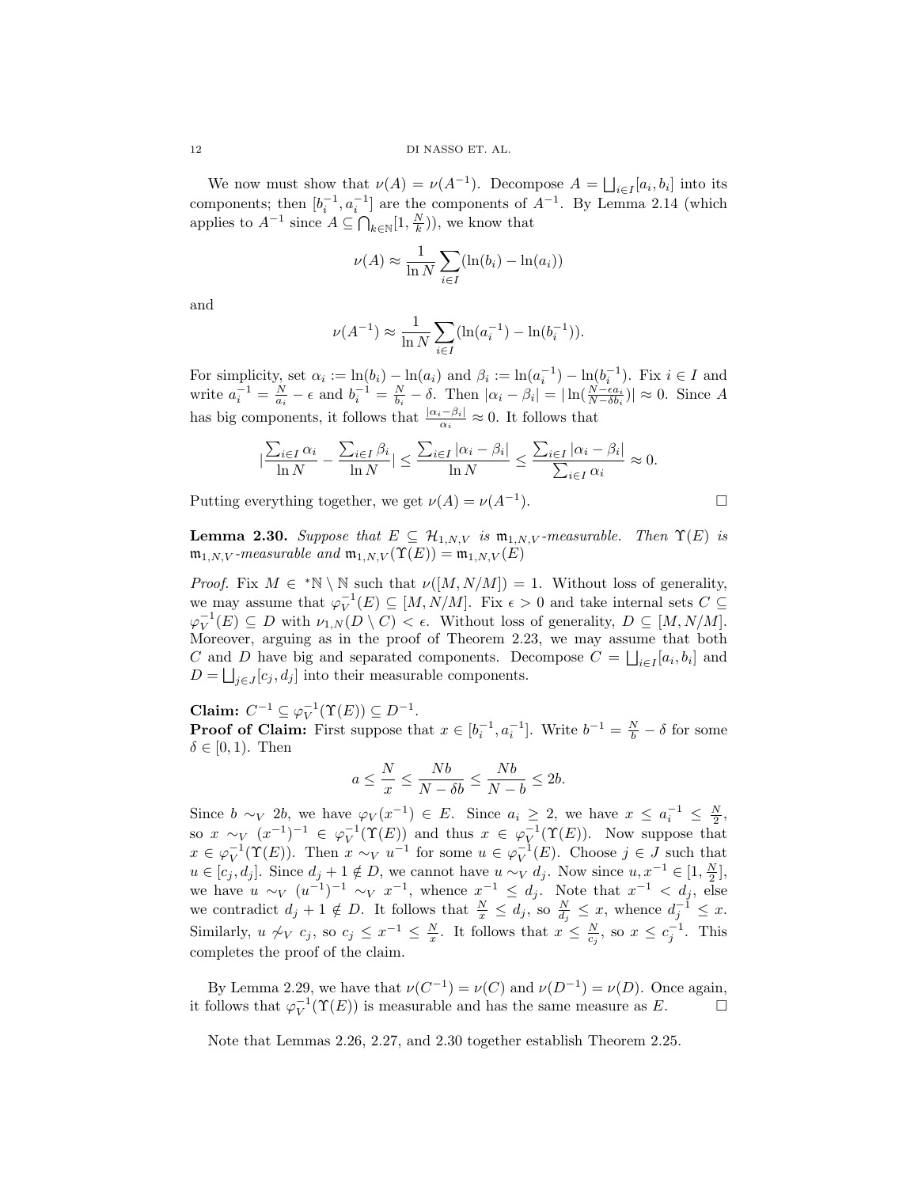We now must show that $\nu(A) = \nu(A^{-1})$. Decompose $A = \bigsqcup_{i\in I}[a_i, b_i]$ into its components; then $[b_i^{-1}, a_i^{-1}]$ are the components of $A^{-1}$. By Lemma 2.14 (which applies to $A^{-1}$ since $A \subseteq \bigcap_{k\in\mathbb{N}}[1, \frac{N}{k})$), we know that

$$\nu(A) \approx \frac{1}{\ln N}\sum_{i\in I}(\ln(b_i) - \ln(a_i))$$

and

$$\nu(A^{-1}) \approx \frac{1}{\ln N}\sum_{i\in I}(\ln(a_i^{-1}) - \ln(b_i^{-1})).$$

For simplicity, set $\alpha_i := \ln(b_i) - \ln(a_i)$ and $\beta_i := \ln(a_i^{-1}) - \ln(b_i^{-1})$. Fix $i \in I$ and write $a_i^{-1} = \frac{N}{a_i} - \epsilon$ and $b_i^{-1} = \frac{N}{b_i} - \delta$. Then $|\alpha_i - \beta_i| = |\ln(\frac{N-\epsilon a_i}{N-\delta b_i})| \approx 0$. Since $A$ has big components, it follows that $\frac{|\alpha_i - \beta_i|}{\alpha_i} \approx 0$. It follows that

$$|\frac{\sum_{i\in I}\alpha_i}{\ln N} - \frac{\sum_{i\in I}\beta_i}{\ln N}| \leq \frac{\sum_{i\in I}|\alpha_i - \beta_i|}{\ln N} \leq \frac{\sum_{i\in I}|\alpha_i - \beta_i|}{\sum_{i\in I}\alpha_i} \approx 0.$$

Putting everything together, we get $\nu(A) = \nu(A^{-1})$. $\square$

**Lemma 2.30.** *Suppose that $E \subseteq \mathcal{H}_{1,N,V}$ is $\mathfrak{m}_{1,N,V}$-measurable. Then $\Upsilon(E)$ is $\mathfrak{m}_{1,N,V}$-measurable and $\mathfrak{m}_{1,N,V}(\Upsilon(E)) = \mathfrak{m}_{1,N,V}(E)$*

*Proof.* Fix $M \in {}^*\mathbb{N} \setminus \mathbb{N}$ such that $\nu([M, N/M]) = 1$. Without loss of generality, we may assume that $\varphi_V^{-1}(E) \subseteq [M, N/M]$. Fix $\epsilon > 0$ and take internal sets $C \subseteq \varphi_V^{-1}(E) \subseteq D$ with $\nu_{1,N}(D \setminus C) < \epsilon$. Without loss of generality, $D \subseteq [M, N/M]$. Moreover, arguing as in the proof of Theorem 2.23, we may assume that both $C$ and $D$ have big and separated components. Decompose $C = \bigsqcup_{i\in I}[a_i, b_i]$ and $D = \bigsqcup_{j\in J}[c_j, d_j]$ into their measurable components.

**Claim:** $C^{-1} \subseteq \varphi_V^{-1}(\Upsilon(E)) \subseteq D^{-1}$.
**Proof of Claim:** First suppose that $x \in [b_i^{-1}, a_i^{-1}]$. Write $b^{-1} = \frac{N}{b} - \delta$ for some $\delta \in [0, 1)$. Then

$$a \leq \frac{N}{x} \leq \frac{Nb}{N - \delta b} \leq \frac{Nb}{N - b} \leq 2b.$$

Since $b \sim_V 2b$, we have $\varphi_V(x^{-1}) \in E$. Since $a_i \geq 2$, we have $x \leq a_i^{-1} \leq \frac{N}{2}$, so $x \sim_V (x^{-1})^{-1} \in \varphi_V^{-1}(\Upsilon(E))$ and thus $x \in \varphi_V^{-1}(\Upsilon(E))$. Now suppose that $x \in \varphi_V^{-1}(\Upsilon(E))$. Then $x \sim_V u^{-1}$ for some $u \in \varphi_V^{-1}(E)$. Choose $j \in J$ such that $u \in [c_j, d_j]$. Since $d_j + 1 \notin D$, we cannot have $u \sim_V d_j$. Now since $u, x^{-1} \in [1, \frac{N}{2}]$, we have $u \sim_V (u^{-1})^{-1} \sim_V x^{-1}$, whence $x^{-1} \leq d_j$. Note that $x^{-1} < d_j$, else we contradict $d_j + 1 \notin D$. It follows that $\frac{N}{x} \leq d_j$, so $\frac{N}{d_j} \leq x$, whence $d_j^{-1} \leq x$. Similarly, $u \not\sim_V c_j$, so $c_j \leq x^{-1} \leq \frac{N}{x}$. It follows that $x \leq \frac{N}{c_j}$, so $x \leq c_j^{-1}$. This completes the proof of the claim.

By Lemma 2.29, we have that $\nu(C^{-1}) = \nu(C)$ and $\nu(D^{-1}) = \nu(D)$. Once again, it follows that $\varphi_V^{-1}(\Upsilon(E))$ is measurable and has the same measure as $E$. $\square$

Note that Lemmas 2.26, 2.27, and 2.30 together establish Theorem 2.25.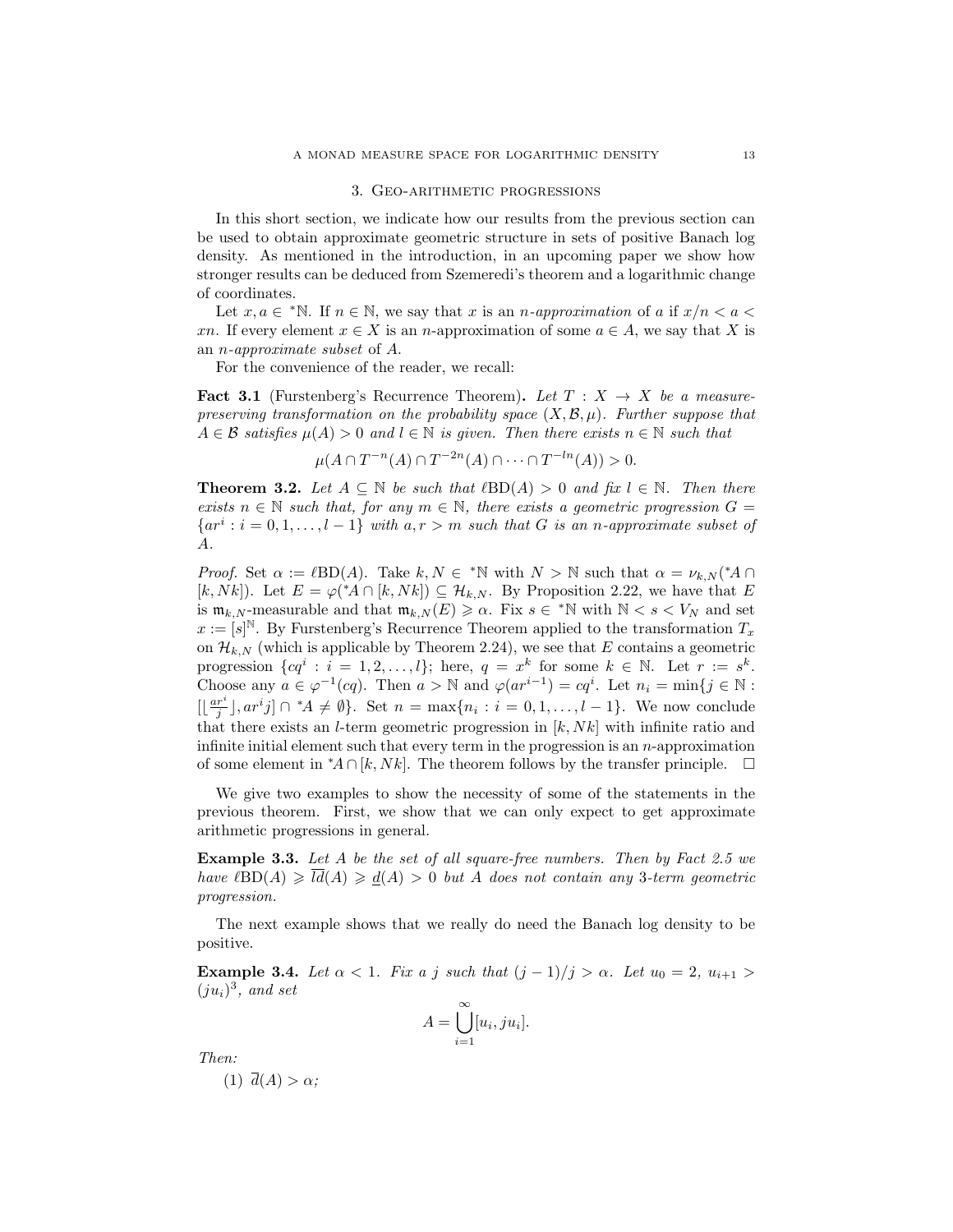## 3. Geo-arithmetic progressions

In this short section, we indicate how our results from the previous section can be used to obtain approximate geometric structure in sets of positive Banach log density. As mentioned in the introduction, in an upcoming paper we show how stronger results can be deduced from Szemeredi's theorem and a logarithmic change of coordinates.

Let $x, a \in {}^*\mathbb{N}$. If $n \in \mathbb{N}$, we say that $x$ is an *$n$-approximation* of $a$ if $x/n < a < xn$. If every element $x \in X$ is an $n$-approximation of some $a \in A$, we say that $X$ is an *$n$-approximate subset* of $A$.

For the convenience of the reader, we recall:

**Fact 3.1** (Furstenberg's Recurrence Theorem)**.** *Let $T : X \to X$ be a measure-preserving transformation on the probability space $(X, \mathcal{B}, \mu)$. Further suppose that $A \in \mathcal{B}$ satisfies $\mu(A) > 0$ and $l \in \mathbb{N}$ is given. Then there exists $n \in \mathbb{N}$ such that*

$$\mu(A \cap T^{-n}(A) \cap T^{-2n}(A) \cap \cdots \cap T^{-ln}(A)) > 0.$$

**Theorem 3.2.** *Let $A \subseteq \mathbb{N}$ be such that $\ell\mathrm{BD}(A) > 0$ and fix $l \in \mathbb{N}$. Then there exists $n \in \mathbb{N}$ such that, for any $m \in \mathbb{N}$, there exists a geometric progression $G = \{ar^i : i = 0, 1, \ldots, l-1\}$ with $a, r > m$ such that $G$ is an $n$-approximate subset of $A$.*

*Proof.* Set $\alpha := \ell\mathrm{BD}(A)$. Take $k, N \in {}^*\mathbb{N}$ with $N > \mathbb{N}$ such that $\alpha = \nu_{k,N}({}^*A \cap [k, Nk])$. Let $E = \varphi({}^*A \cap [k, Nk]) \subseteq \mathcal{H}_{k,N}$. By Proposition 2.22, we have that $E$ is $\mathfrak{m}_{k,N}$-measurable and that $\mathfrak{m}_{k,N}(E) \geqslant \alpha$. Fix $s \in {}^*\mathbb{N}$ with $\mathbb{N} < s < V_N$ and set $x := [s]^{\mathbb{N}}$. By Furstenberg's Recurrence Theorem applied to the transformation $T_x$ on $\mathcal{H}_{k,N}$ (which is applicable by Theorem 2.24), we see that $E$ contains a geometric progression $\{cq^i : i = 1, 2, \ldots, l\}$; here, $q = x^k$ for some $k \in \mathbb{N}$. Let $r := s^k$. Choose any $a \in \varphi^{-1}(cq)$. Then $a > \mathbb{N}$ and $\varphi(ar^{i-1}) = cq^i$. Let $n_i = \min\{j \in \mathbb{N} : [\lfloor \frac{ar^i}{j} \rfloor, ar^i j] \cap {}^*A \neq \emptyset\}$. Set $n = \max\{n_i : i = 0, 1, \ldots, l-1\}$. We now conclude that there exists an $l$-term geometric progression in $[k, Nk]$ with infinite ratio and infinite initial element such that every term in the progression is an $n$-approximation of some element in ${}^*A \cap [k, Nk]$. The theorem follows by the transfer principle. $\square$

We give two examples to show the necessity of some of the statements in the previous theorem. First, we show that we can only expect to get approximate arithmetic progressions in general.

**Example 3.3.** *Let $A$ be the set of all square-free numbers. Then by Fact 2.5 we have $\ell\mathrm{BD}(A) \geqslant \overline{ld}(A) \geqslant \underline{d}(A) > 0$ but $A$ does not contain any 3-term geometric progression.*

The next example shows that we really do need the Banach log density to be positive.

**Example 3.4.** *Let $\alpha < 1$. Fix a $j$ such that $(j-1)/j > \alpha$. Let $u_0 = 2$, $u_{i+1} > (ju_i)^3$, and set*

$$A = \bigcup_{i=1}^{\infty} [u_i, ju_i].$$

*Then:*

(1) $\overline{d}(A) > \alpha$;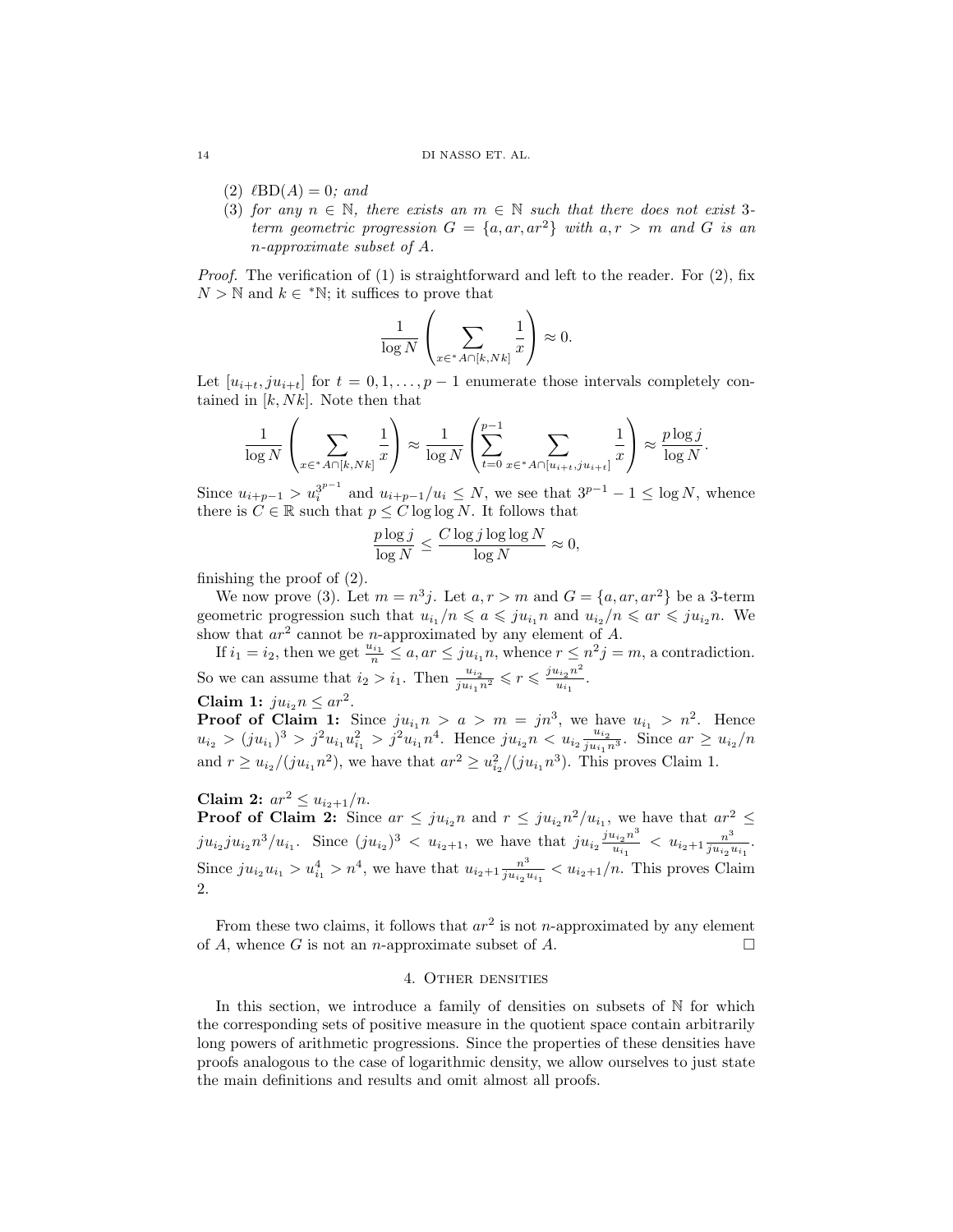(2) $\ell\mathrm{BD}(A) = 0$; *and*

(3) *for any $n \in \mathbb{N}$, there exists an $m \in \mathbb{N}$ such that there does not exist 3-term geometric progression $G = \{a, ar, ar^2\}$ with $a, r > m$ and $G$ is an $n$-approximate subset of $A$.*

*Proof.* The verification of (1) is straightforward and left to the reader. For (2), fix $N > \mathbb{N}$ and $k \in {}^*\mathbb{N}$; it suffices to prove that

$$\frac{1}{\log N}\left(\sum_{x \in {}^*A \cap [k, Nk]} \frac{1}{x}\right) \approx 0.$$

Let $[u_{i+t}, ju_{i+t}]$ for $t = 0, 1, \ldots, p-1$ enumerate those intervals completely contained in $[k, Nk]$. Note then that

$$\frac{1}{\log N}\left(\sum_{x \in {}^*A \cap [k, Nk]} \frac{1}{x}\right) \approx \frac{1}{\log N}\left(\sum_{t=0}^{p-1} \sum_{x \in {}^*A \cap [u_{i+t}, ju_{i+t}]} \frac{1}{x}\right) \approx \frac{p \log j}{\log N}.$$

Since $u_{i+p-1} > u_i^{3^{p-1}}$ and $u_{i+p-1}/u_i \le N$, we see that $3^{p-1} - 1 \le \log N$, whence there is $C \in \mathbb{R}$ such that $p \le C \log \log N$. It follows that

$$\frac{p \log j}{\log N} \le \frac{C \log j \log \log N}{\log N} \approx 0,$$

finishing the proof of (2).

We now prove (3). Let $m = n^3 j$. Let $a, r > m$ and $G = \{a, ar, ar^2\}$ be a 3-term geometric progression such that $u_{i_1}/n \leqslant a \leqslant ju_{i_1}n$ and $u_{i_2}/n \leqslant ar \leqslant ju_{i_2}n$. We show that $ar^2$ cannot be $n$-approximated by any element of $A$.

If $i_1 = i_2$, then we get $\frac{u_{i_1}}{n} \le a, ar \le ju_{i_1}n$, whence $r \le n^2 j = m$, a contradiction. So we can assume that $i_2 > i_1$. Then $\frac{u_{i_2}}{ju_{i_1}n^2} \leqslant r \leqslant \frac{ju_{i_2}n^2}{u_{i_1}}$.

**Claim 1:** $ju_{i_2}n \le ar^2$.

**Proof of Claim 1:** Since $ju_{i_1}n > a > m = jn^3$, we have $u_{i_1} > n^2$. Hence $u_{i_2} > (ju_{i_1})^3 > j^2 u_{i_1} u_{i_1}^2 > j^2 u_{i_1} n^4$. Hence $ju_{i_2}n < u_{i_2}\frac{u_{i_2}}{ju_{i_1}n^3}$. Since $ar \ge u_{i_2}/n$ and $r \ge u_{i_2}/(ju_{i_1}n^2)$, we have that $ar^2 \ge u_{i_2}^2/(ju_{i_1}n^3)$. This proves Claim 1.

**Claim 2:** $ar^2 \le u_{i_2+1}/n$.

**Proof of Claim 2:** Since $ar \le ju_{i_2}n$ and $r \le ju_{i_2}n^2/u_{i_1}$, we have that $ar^2 \le ju_{i_2}ju_{i_2}n^3/u_{i_1}$. Since $(ju_{i_2})^3 < u_{i_2+1}$, we have that $ju_{i_2}\frac{ju_{i_2}n^3}{u_{i_1}} < u_{i_2+1}\frac{n^3}{ju_{i_2}u_{i_1}}$. Since $ju_{i_2}u_{i_1} > u_{i_1}^4 > n^4$, we have that $u_{i_2+1}\frac{n^3}{ju_{i_2}u_{i_1}} < u_{i_2+1}/n$. This proves Claim 2.

From these two claims, it follows that $ar^2$ is not $n$-approximated by any element of $A$, whence $G$ is not an $n$-approximate subset of $A$. $\square$

## 4. Other densities

In this section, we introduce a family of densities on subsets of $\mathbb{N}$ for which the corresponding sets of positive measure in the quotient space contain arbitrarily long powers of arithmetic progressions. Since the properties of these densities have proofs analogous to the case of logarithmic density, we allow ourselves to just state the main definitions and results and omit almost all proofs.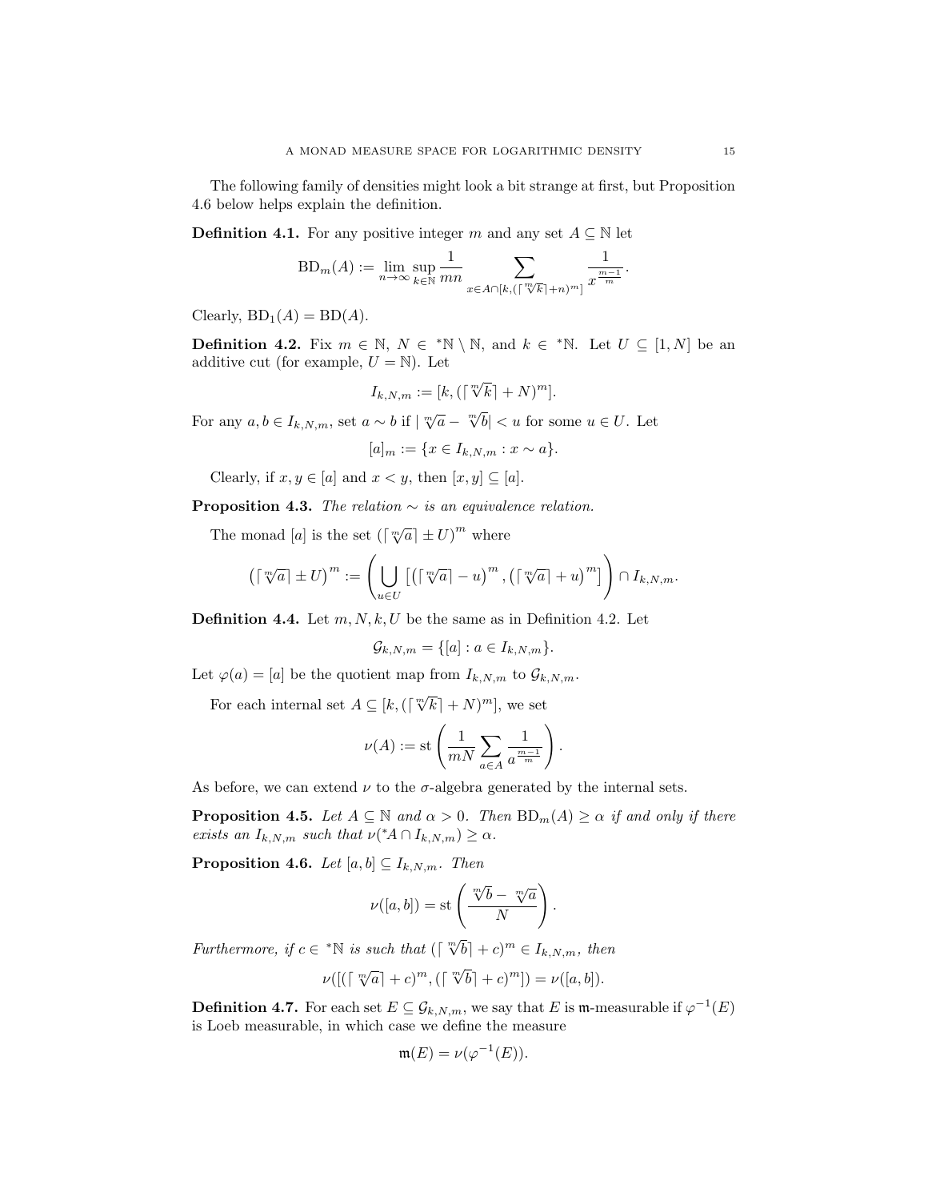The following family of densities might look a bit strange at first, but Proposition 4.6 below helps explain the definition.

**Definition 4.1.** For any positive integer $m$ and any set $A \subseteq \mathbb{N}$ let

$$\mathrm{BD}_m(A) := \lim_{n\to\infty} \sup_{k\in\mathbb{N}} \frac{1}{mn} \sum_{x\in A\cap[k,(\lceil \sqrt[m]{k}\rceil+n)^m]} \frac{1}{x^{\frac{m-1}{m}}}.$$

Clearly, $\mathrm{BD}_1(A) = \mathrm{BD}(A)$.

**Definition 4.2.** Fix $m \in \mathbb{N}$, $N \in {}^*\mathbb{N} \setminus \mathbb{N}$, and $k \in {}^*\mathbb{N}$. Let $U \subseteq [1, N]$ be an additive cut (for example, $U = \mathbb{N}$). Let

$$I_{k,N,m} := [k, (\lceil \sqrt[m]{k}\rceil + N)^m].$$

For any $a, b \in I_{k,N,m}$, set $a \sim b$ if $|\sqrt[m]{a} - \sqrt[m]{b}| < u$ for some $u \in U$. Let

$$[a]_m := \{x \in I_{k,N,m} : x \sim a\}.$$

Clearly, if $x, y \in [a]$ and $x < y$, then $[x, y] \subseteq [a]$.

**Proposition 4.3.** *The relation $\sim$ is an equivalence relation.*

The monad $[a]$ is the set $\left(\lceil \sqrt[m]{a}\rceil \pm U\right)^m$ where

$$\left(\lceil \sqrt[m]{a}\rceil \pm U\right)^m := \left(\bigcup_{u\in U} \left[\left(\lceil \sqrt[m]{a}\rceil - u\right)^m, \left(\lceil \sqrt[m]{a}\rceil + u\right)^m\right]\right) \cap I_{k,N,m}.$$

**Definition 4.4.** Let $m, N, k, U$ be the same as in Definition 4.2. Let

$$\mathcal{G}_{k,N,m} = \{[a] : a \in I_{k,N,m}\}.$$

Let $\varphi(a) = [a]$ be the quotient map from $I_{k,N,m}$ to $\mathcal{G}_{k,N,m}$.

For each internal set $A \subseteq [k, (\lceil \sqrt[m]{k}\rceil + N)^m]$, we set

$$\nu(A) := \mathrm{st}\left(\frac{1}{mN} \sum_{a\in A} \frac{1}{a^{\frac{m-1}{m}}}\right).$$

As before, we can extend $\nu$ to the $\sigma$-algebra generated by the internal sets.

**Proposition 4.5.** *Let $A \subseteq \mathbb{N}$ and $\alpha > 0$. Then $\mathrm{BD}_m(A) \geq \alpha$ if and only if there exists an $I_{k,N,m}$ such that $\nu({}^*A \cap I_{k,N,m}) \geq \alpha$.*

**Proposition 4.6.** *Let $[a, b] \subseteq I_{k,N,m}$. Then*

$$\nu([a, b]) = \mathrm{st}\left(\frac{\sqrt[m]{b} - \sqrt[m]{a}}{N}\right).$$

*Furthermore, if $c \in {}^*\mathbb{N}$ is such that $(\lceil \sqrt[m]{b}\rceil + c)^m \in I_{k,N,m}$, then*

$$\nu([(\lceil \sqrt[m]{a}\rceil + c)^m, (\lceil \sqrt[m]{b}\rceil + c)^m]) = \nu([a, b]).$$

**Definition 4.7.** For each set $E \subseteq \mathcal{G}_{k,N,m}$, we say that $E$ is $\mathfrak{m}$-measurable if $\varphi^{-1}(E)$ is Loeb measurable, in which case we define the measure

$$\mathfrak{m}(E) = \nu(\varphi^{-1}(E)).$$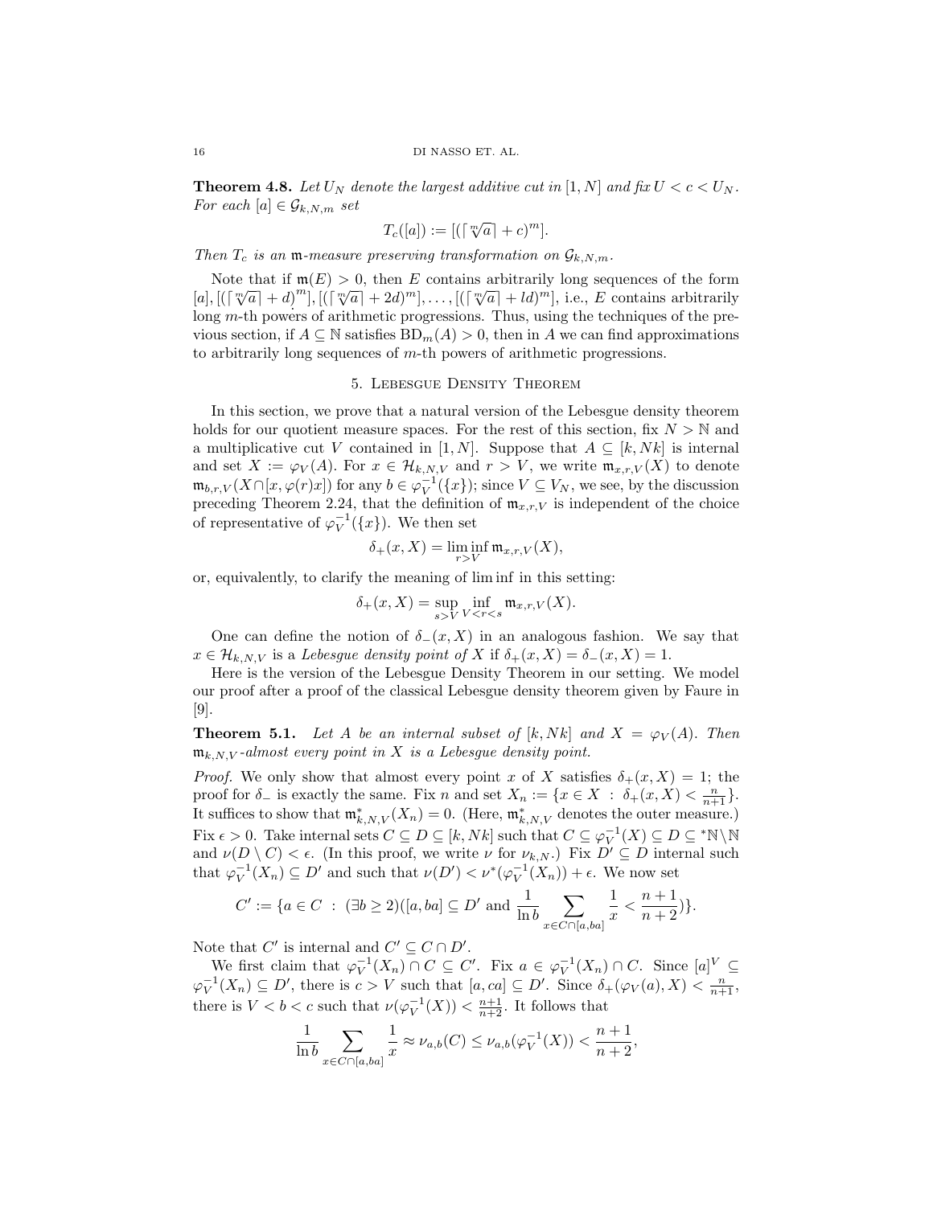**Theorem 4.8.** *Let $U_N$ denote the largest additive cut in $[1, N]$ and fix $U < c < U_N$. For each $[a] \in \mathcal{G}_{k,N,m}$ set*

$$T_c([a]) := [(\lceil \sqrt[m]{a} \rceil + c)^m].$$

*Then $T_c$ is an $\mathfrak{m}$-measure preserving transformation on $\mathcal{G}_{k,N,m}$.*

Note that if $\mathfrak{m}(E) > 0$, then $E$ contains arbitrarily long sequences of the form $[a], [(\lceil \sqrt[m]{a} \rceil + d)^m], [(\lceil \sqrt[m]{a} \rceil + 2d)^m], \ldots, [(\lceil \sqrt[m]{a} \rceil + ld)^m]$, i.e., $E$ contains arbitrarily long $m$-th powers of arithmetic progressions. Thus, using the techniques of the previous section, if $A \subseteq \mathbb{N}$ satisfies $\mathrm{BD}_m(A) > 0$, then in $A$ we can find approximations to arbitrarily long sequences of $m$-th powers of arithmetic progressions.

## 5. Lebesgue Density Theorem

In this section, we prove that a natural version of the Lebesgue density theorem holds for our quotient measure spaces. For the rest of this section, fix $N > \mathbb{N}$ and a multiplicative cut $V$ contained in $[1, N]$. Suppose that $A \subseteq [k, Nk]$ is internal and set $X := \varphi_V(A)$. For $x \in \mathcal{H}_{k,N,V}$ and $r > V$, we write $\mathfrak{m}_{x,r,V}(X)$ to denote $\mathfrak{m}_{b,r,V}(X \cap [x, \varphi(r)x])$ for any $b \in \varphi_V^{-1}(\{x\})$; since $V \subseteq V_N$, we see, by the discussion preceding Theorem 2.24, that the definition of $\mathfrak{m}_{x,r,V}$ is independent of the choice of representative of $\varphi_V^{-1}(\{x\})$. We then set

$$\delta_+(x, X) = \liminf_{r > V} \mathfrak{m}_{x,r,V}(X),$$

or, equivalently, to clarify the meaning of lim inf in this setting:

$$\delta_+(x, X) = \sup_{s > V} \inf_{V < r < s} \mathfrak{m}_{x,r,V}(X).$$

One can define the notion of $\delta_-(x, X)$ in an analogous fashion. We say that $x \in \mathcal{H}_{k,N,V}$ is a *Lebesgue density point of* $X$ if $\delta_+(x, X) = \delta_-(x, X) = 1$.

Here is the version of the Lebesgue Density Theorem in our setting. We model our proof after a proof of the classical Lebesgue density theorem given by Faure in [9].

**Theorem 5.1.** *Let $A$ be an internal subset of $[k, Nk]$ and $X = \varphi_V(A)$. Then $\mathfrak{m}_{k,N,V}$-almost every point in $X$ is a Lebesgue density point.*

*Proof.* We only show that almost every point $x$ of $X$ satisfies $\delta_+(x, X) = 1$; the proof for $\delta_-$ is exactly the same. Fix $n$ and set $X_n := \{x \in X \ : \ \delta_+(x, X) < \frac{n}{n+1}\}$. It suffices to show that $\mathfrak{m}^*_{k,N,V}(X_n) = 0$. (Here, $\mathfrak{m}^*_{k,N,V}$ denotes the outer measure.) Fix $\epsilon > 0$. Take internal sets $C \subseteq D \subseteq [k, Nk]$ such that $C \subseteq \varphi_V^{-1}(X) \subseteq D \subseteq {}^*\mathbb{N} \setminus \mathbb{N}$ and $\nu(D \setminus C) < \epsilon$. (In this proof, we write $\nu$ for $\nu_{k,N}$.) Fix $D' \subseteq D$ internal such that $\varphi_V^{-1}(X_n) \subseteq D'$ and such that $\nu(D') < \nu^*(\varphi_V^{-1}(X_n)) + \epsilon$. We now set

$$C' := \{a \in C \ : \ (\exists b \geq 2)([a, ba] \subseteq D' \text{ and } \frac{1}{\ln b} \sum_{x \in C \cap [a, ba]} \frac{1}{x} < \frac{n+1}{n+2})\}.$$

Note that $C'$ is internal and $C' \subseteq C \cap D'$.

We first claim that $\varphi_V^{-1}(X_n) \cap C \subseteq C'$. Fix $a \in \varphi_V^{-1}(X_n) \cap C$. Since $[a]^V \subseteq \varphi_V^{-1}(X_n) \subseteq D'$, there is $c > V$ such that $[a, ca] \subseteq D'$. Since $\delta_+(\varphi_V(a), X) < \frac{n}{n+1}$, there is $V < b < c$ such that $\nu(\varphi_V^{-1}(X)) < \frac{n+1}{n+2}$. It follows that

$$\frac{1}{\ln b} \sum_{x \in C \cap [a, ba]} \frac{1}{x} \approx \nu_{a,b}(C) \leq \nu_{a,b}(\varphi_V^{-1}(X)) < \frac{n+1}{n+2},$$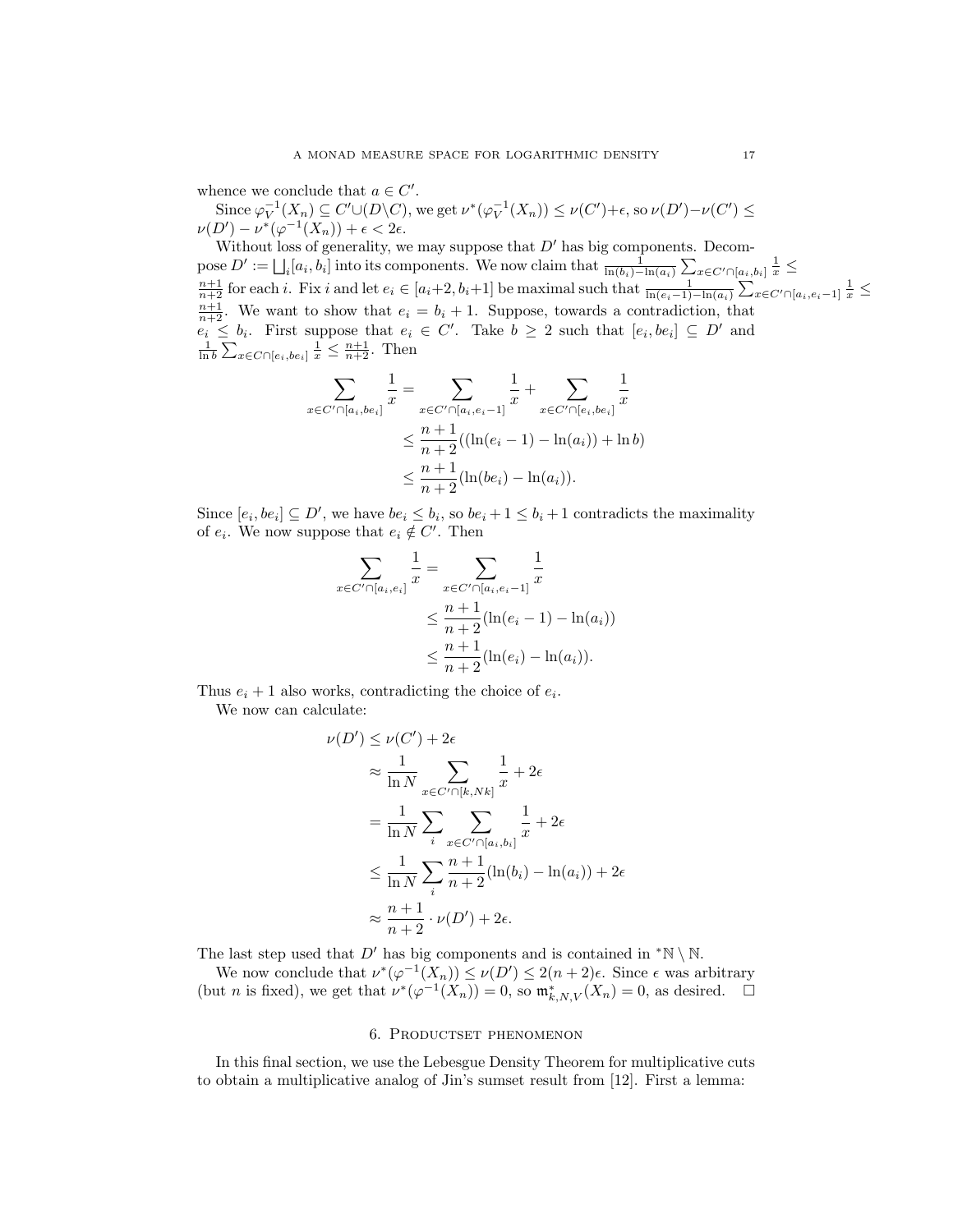whence we conclude that $a \in C'$.

Since $\varphi_V^{-1}(X_n) \subseteq C' \cup (D \backslash C)$, we get $\nu^*(\varphi_V^{-1}(X_n)) \leq \nu(C') + \epsilon$, so $\nu(D') - \nu(C') \leq \nu(D') - \nu^*(\varphi^{-1}(X_n)) + \epsilon < 2\epsilon$.

Without loss of generality, we may suppose that $D'$ has big components. Decompose $D' := \bigsqcup_i [a_i, b_i]$ into its components. We now claim that $\frac{1}{\ln(b_i) - \ln(a_i)} \sum_{x \in C' \cap [a_i, b_i]} \frac{1}{x} \leq \frac{n+1}{n+2}$ for each $i$. Fix $i$ and let $e_i \in [a_i+2, b_i+1]$ be maximal such that $\frac{1}{\ln(e_i - 1) - \ln(a_i)} \sum_{x \in C' \cap [a_i, e_i - 1]} \frac{1}{x} \leq \frac{n+1}{n+2}$. We want to show that $e_i = b_i + 1$. Suppose, towards a contradiction, that $e_i \leq b_i$. First suppose that $e_i \in C'$. Take $b \geq 2$ such that $[e_i, be_i] \subseteq D'$ and $\frac{1}{\ln b} \sum_{x \in C \cap [e_i, be_i]} \frac{1}{x} \leq \frac{n+1}{n+2}$. Then

$$
\begin{aligned}
\sum_{x \in C' \cap [a_i, be_i]} \frac{1}{x} &= \sum_{x \in C' \cap [a_i, e_i - 1]} \frac{1}{x} + \sum_{x \in C' \cap [e_i, be_i]} \frac{1}{x} \\
&\leq \frac{n+1}{n+2}((\ln(e_i - 1) - \ln(a_i)) + \ln b) \\
&\leq \frac{n+1}{n+2}(\ln(be_i) - \ln(a_i)).
\end{aligned}
$$

Since $[e_i, be_i] \subseteq D'$, we have $be_i \leq b_i$, so $be_i + 1 \leq b_i + 1$ contradicts the maximality of $e_i$. We now suppose that $e_i \notin C'$. Then

$$
\begin{aligned}
\sum_{x \in C' \cap [a_i, e_i]} \frac{1}{x} &= \sum_{x \in C' \cap [a_i, e_i - 1]} \frac{1}{x} \\
&\leq \frac{n+1}{n+2}(\ln(e_i - 1) - \ln(a_i)) \\
&\leq \frac{n+1}{n+2}(\ln(e_i) - \ln(a_i)).
\end{aligned}
$$

Thus $e_i + 1$ also works, contradicting the choice of $e_i$.

We now can calculate:

$$
\begin{aligned}
\nu(D') &\leq \nu(C') + 2\epsilon \\
&\approx \frac{1}{\ln N} \sum_{x \in C' \cap [k, Nk]} \frac{1}{x} + 2\epsilon \\
&= \frac{1}{\ln N} \sum_i \sum_{x \in C' \cap [a_i, b_i]} \frac{1}{x} + 2\epsilon \\
&\leq \frac{1}{\ln N} \sum_i \frac{n+1}{n+2}(\ln(b_i) - \ln(a_i)) + 2\epsilon \\
&\approx \frac{n+1}{n+2} \cdot \nu(D') + 2\epsilon.
\end{aligned}
$$

The last step used that $D'$ has big components and is contained in ${}^*\mathbb{N} \setminus \mathbb{N}$.

We now conclude that $\nu^*(\varphi^{-1}(X_n)) \leq \nu(D') \leq 2(n+2)\epsilon$. Since $\epsilon$ was arbitrary (but $n$ is fixed), we get that $\nu^*(\varphi^{-1}(X_n)) = 0$, so $\mathfrak{m}^*_{k,N,V}(X_n) = 0$, as desired. $\square$

## 6. Productset phenomenon

In this final section, we use the Lebesgue Density Theorem for multiplicative cuts to obtain a multiplicative analog of Jin's sumset result from [12]. First a lemma: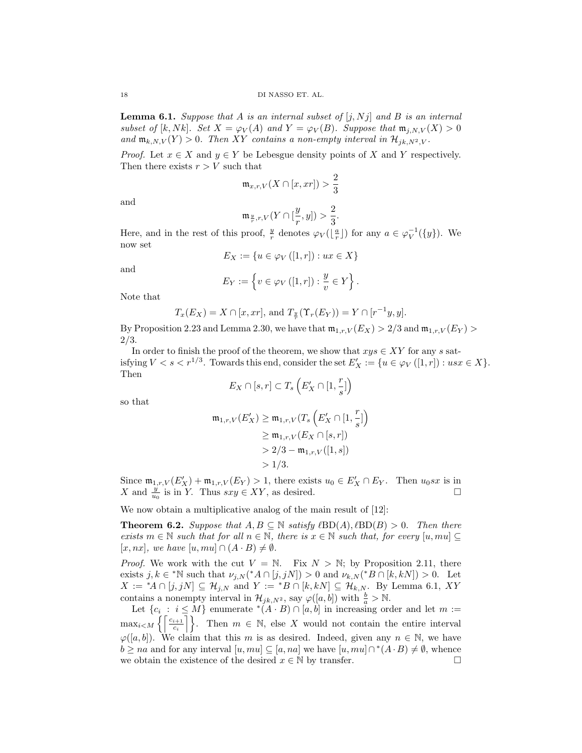**Lemma 6.1.** *Suppose that $A$ is an internal subset of $[j, Nj]$ and $B$ is an internal subset of $[k, Nk]$. Set $X = \varphi_V(A)$ and $Y = \varphi_V(B)$. Suppose that $\mathfrak{m}_{j,N,V}(X) > 0$ and $\mathfrak{m}_{k,N,V}(Y) > 0$. Then $XY$ contains a non-empty interval in $\mathcal{H}_{jk,N^2,V}$.*

*Proof.* Let $x \in X$ and $y \in Y$ be Lebesgue density points of $X$ and $Y$ respectively. Then there exists $r > V$ such that

$$\mathfrak{m}_{x,r,V}(X \cap [x, xr]) > \frac{2}{3}$$

and

$$\mathfrak{m}_{\frac{y}{r},r,V}(Y \cap [\frac{y}{r}, y]) > \frac{2}{3}.$$

Here, and in the rest of this proof, $\frac{y}{r}$ denotes $\varphi_V(\lfloor \frac{a}{r} \rfloor)$ for any $a \in \varphi_V^{-1}(\{y\})$. We now set

$$E_X := \{u \in \varphi_V([1, r]) : ux \in X\}$$

and

$$E_Y := \left\{v \in \varphi_V([1, r]) : \frac{y}{v} \in Y\right\}.$$

Note that

$$T_x(E_X) = X \cap [x, xr], \text{ and } T_{\frac{y}{r}}(\Upsilon_r(E_Y)) = Y \cap [r^{-1}y, y].$$

By Proposition 2.23 and Lemma 2.30, we have that $\mathfrak{m}_{1,r,V}(E_X) > 2/3$ and $\mathfrak{m}_{1,r,V}(E_Y) > 2/3$.

In order to finish the proof of the theorem, we show that $xys \in XY$ for any $s$ satisfying $V < s < r^{1/3}$. Towards this end, consider the set $E'_X := \{u \in \varphi_V([1, r]) : usx \in X\}$. Then

$$E_X \cap [s, r] \subset T_s\left(E'_X \cap [1, \frac{r}{s}]\right)$$

so that

$$\begin{aligned}
\mathfrak{m}_{1,r,V}(E'_X) &\geq \mathfrak{m}_{1,r,V}(T_s\left(E'_X \cap [1, \frac{r}{s}]\right) \\
&\geq \mathfrak{m}_{1,r,V}(E_X \cap [s, r]) \\
&> 2/3 - \mathfrak{m}_{1,r,V}([1, s]) \\
&> 1/3.
\end{aligned}$$

Since $\mathfrak{m}_{1,r,V}(E'_X) + \mathfrak{m}_{1,r,V}(E_Y) > 1$, there exists $u_0 \in E'_X \cap E_Y$. Then $u_0sx$ is in $X$ and $\frac{y}{u_0}$ is in $Y$. Thus $sxy \in XY$, as desired. □

We now obtain a multiplicative analog of the main result of [12]:

**Theorem 6.2.** *Suppose that $A, B \subseteq \mathbb{N}$ satisfy $\ell\mathrm{BD}(A), \ell\mathrm{BD}(B) > 0$. Then there exists $m \in \mathbb{N}$ such that for all $n \in \mathbb{N}$, there is $x \in \mathbb{N}$ such that, for every $[u, mu] \subseteq [x, nx]$, we have $[u, mu] \cap (A \cdot B) \neq \emptyset$.*

*Proof.* We work with the cut $V = \mathbb{N}$. Fix $N > \mathbb{N}$; by Proposition 2.11, there exists $j, k \in {}^*\mathbb{N}$ such that $\nu_{j,N}({}^*A \cap [j, jN]) > 0$ and $\nu_{k,N}({}^*B \cap [k, kN]) > 0$. Let $X := {}^*A \cap [j, jN] \subseteq \mathcal{H}_{j,N}$ and $Y := {}^*B \cap [k, kN] \subseteq \mathcal{H}_{k,N}$. By Lemma 6.1, $XY$ contains a nonempty interval in $\mathcal{H}_{jk,N^2}$, say $\varphi([a, b])$ with $\frac{b}{a} > \mathbb{N}$.

Let $\{c_i \ : \ i \leq M\}$ enumerate ${}^*(A \cdot B) \cap [a, b]$ in increasing order and let $m := \max_{i<M} \left\{\left\lceil \frac{c_{i+1}}{c_i} \right\rceil\right\}$. Then $m \in \mathbb{N}$, else $X$ would not contain the entire interval $\varphi([a, b])$. We claim that this $m$ is as desired. Indeed, given any $n \in \mathbb{N}$, we have $b \geq na$ and for any interval $[u, mu] \subseteq [a, na]$ we have $[u, mu] \cap {}^*(A \cdot B) \neq \emptyset$, whence we obtain the existence of the desired $x \in \mathbb{N}$ by transfer. □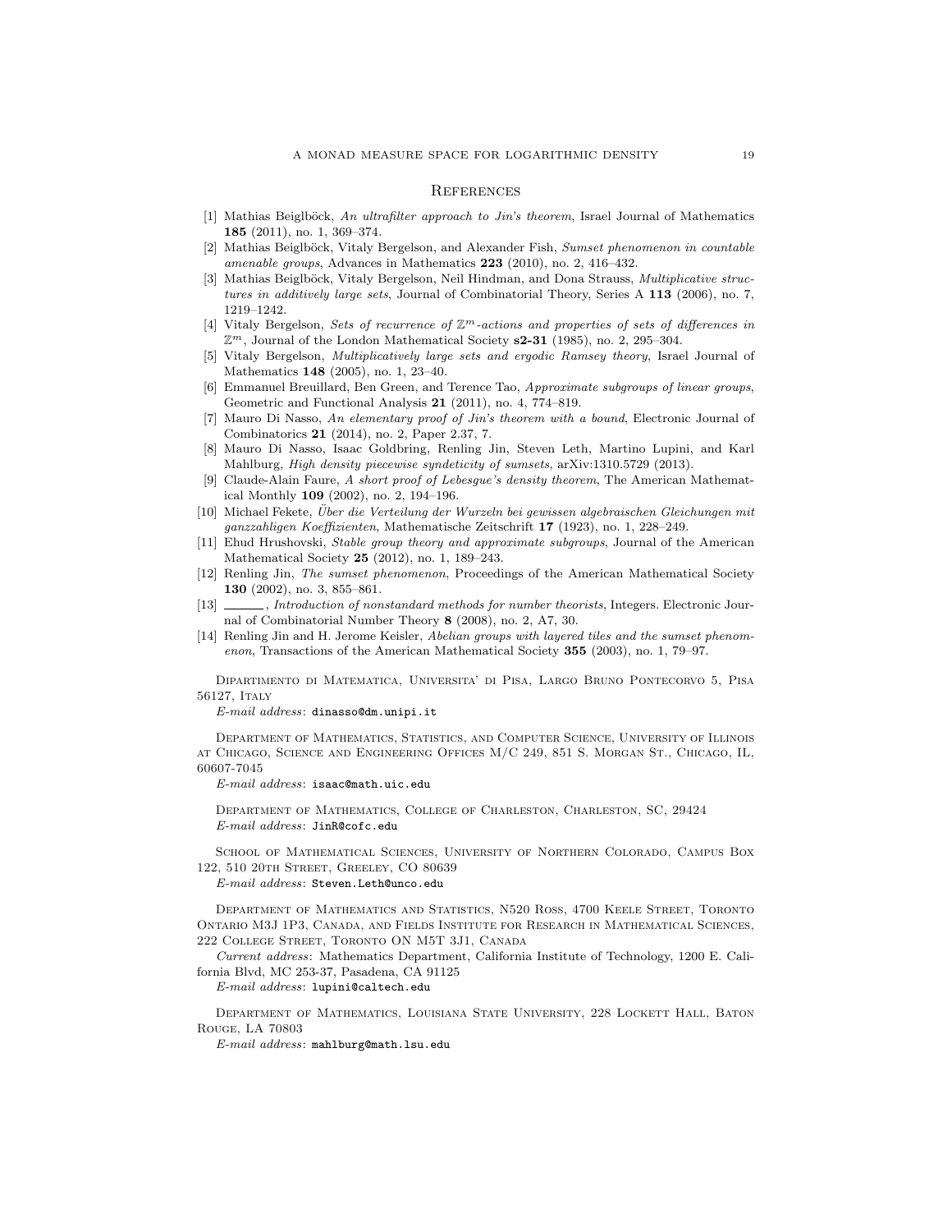## References

[1] Mathias Beiglböck, *An ultrafilter approach to Jin's theorem*, Israel Journal of Mathematics **185** (2011), no. 1, 369–374.

[2] Mathias Beiglböck, Vitaly Bergelson, and Alexander Fish, *Sumset phenomenon in countable amenable groups*, Advances in Mathematics **223** (2010), no. 2, 416–432.

[3] Mathias Beiglböck, Vitaly Bergelson, Neil Hindman, and Dona Strauss, *Multiplicative structures in additively large sets*, Journal of Combinatorial Theory, Series A **113** (2006), no. 7, 1219–1242.

[4] Vitaly Bergelson, *Sets of recurrence of $\mathbb{Z}^m$-actions and properties of sets of differences in $\mathbb{Z}^m$*, Journal of the London Mathematical Society **s2-31** (1985), no. 2, 295–304.

[5] Vitaly Bergelson, *Multiplicatively large sets and ergodic Ramsey theory*, Israel Journal of Mathematics **148** (2005), no. 1, 23–40.

[6] Emmanuel Breuillard, Ben Green, and Terence Tao, *Approximate subgroups of linear groups*, Geometric and Functional Analysis **21** (2011), no. 4, 774–819.

[7] Mauro Di Nasso, *An elementary proof of Jin's theorem with a bound*, Electronic Journal of Combinatorics **21** (2014), no. 2, Paper 2.37, 7.

[8] Mauro Di Nasso, Isaac Goldbring, Renling Jin, Steven Leth, Martino Lupini, and Karl Mahlburg, *High density piecewise syndeticity of sumsets*, arXiv:1310.5729 (2013).

[9] Claude-Alain Faure, *A short proof of Lebesgue's density theorem*, The American Mathematical Monthly **109** (2002), no. 2, 194–196.

[10] Michael Fekete, *Über die Verteilung der Wurzeln bei gewissen algebraischen Gleichungen mit ganzzahligen Koeffizienten*, Mathematische Zeitschrift **17** (1923), no. 1, 228–249.

[11] Ehud Hrushovski, *Stable group theory and approximate subgroups*, Journal of the American Mathematical Society **25** (2012), no. 1, 189–243.

[12] Renling Jin, *The sumset phenomenon*, Proceedings of the American Mathematical Society **130** (2002), no. 3, 855–861.

[13] ______, *Introduction of nonstandard methods for number theorists*, Integers. Electronic Journal of Combinatorial Number Theory **8** (2008), no. 2, A7, 30.

[14] Renling Jin and H. Jerome Keisler, *Abelian groups with layered tiles and the sumset phenomenon*, Transactions of the American Mathematical Society **355** (2003), no. 1, 79–97.

Dipartimento di Matematica, Universita' di Pisa, Largo Bruno Pontecorvo 5, Pisa 56127, Italy

*E-mail address*: dinasso@dm.unipi.it

Department of Mathematics, Statistics, and Computer Science, University of Illinois at Chicago, Science and Engineering Offices M/C 249, 851 S. Morgan St., Chicago, IL, 60607-7045

*E-mail address*: isaac@math.uic.edu

Department of Mathematics, College of Charleston, Charleston, SC, 29424

*E-mail address*: JinR@cofc.edu

School of Mathematical Sciences, University of Northern Colorado, Campus Box 122, 510 20th Street, Greeley, CO 80639

*E-mail address*: Steven.Leth@unco.edu

Department of Mathematics and Statistics, N520 Ross, 4700 Keele Street, Toronto Ontario M3J 1P3, Canada, and Fields Institute for Research in Mathematical Sciences, 222 College Street, Toronto ON M5T 3J1, Canada

*Current address*: Mathematics Department, California Institute of Technology, 1200 E. California Blvd, MC 253-37, Pasadena, CA 91125

*E-mail address*: lupini@caltech.edu

Department of Mathematics, Louisiana State University, 228 Lockett Hall, Baton Rouge, LA 70803

*E-mail address*: mahlburg@math.lsu.edu